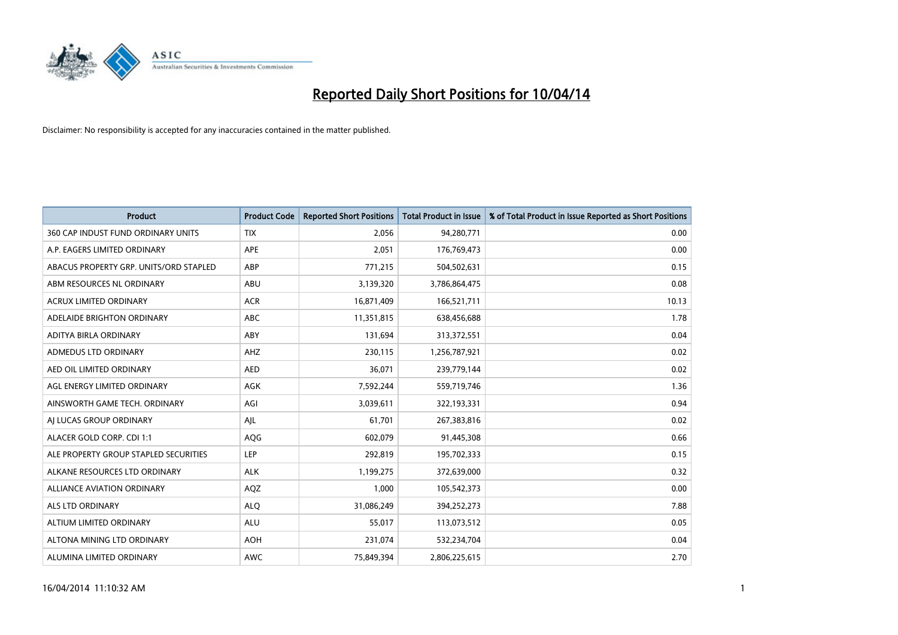# Reported Daily Short Positions for 10/04/14

Disclaimer: No responsibility is accepted for any inaccuracies contained in the matter published.

| Product | Product Code | Reported Short Positions | Total Product in Issue | % of Total Product in Issue Reported as Short Positions |
|---|---|---|---|---|
| 360 CAP INDUST FUND ORDINARY UNITS | TIX | 2,056 | 94,280,771 | 0.00 |
| A.P. EAGERS LIMITED ORDINARY | APE | 2,051 | 176,769,473 | 0.00 |
| ABACUS PROPERTY GRP. UNITS/ORD STAPLED | ABP | 771,215 | 504,502,631 | 0.15 |
| ABM RESOURCES NL ORDINARY | ABU | 3,139,320 | 3,786,864,475 | 0.08 |
| ACRUX LIMITED ORDINARY | ACR | 16,871,409 | 166,521,711 | 10.13 |
| ADELAIDE BRIGHTON ORDINARY | ABC | 11,351,815 | 638,456,688 | 1.78 |
| ADITYA BIRLA ORDINARY | ABY | 131,694 | 313,372,551 | 0.04 |
| ADMEDUS LTD ORDINARY | AHZ | 230,115 | 1,256,787,921 | 0.02 |
| AED OIL LIMITED ORDINARY | AED | 36,071 | 239,779,144 | 0.02 |
| AGL ENERGY LIMITED ORDINARY | AGK | 7,592,244 | 559,719,746 | 1.36 |
| AINSWORTH GAME TECH. ORDINARY | AGI | 3,039,611 | 322,193,331 | 0.94 |
| AJ LUCAS GROUP ORDINARY | AJL | 61,701 | 267,383,816 | 0.02 |
| ALACER GOLD CORP. CDI 1:1 | AQG | 602,079 | 91,445,308 | 0.66 |
| ALE PROPERTY GROUP STAPLED SECURITIES | LEP | 292,819 | 195,702,333 | 0.15 |
| ALKANE RESOURCES LTD ORDINARY | ALK | 1,199,275 | 372,639,000 | 0.32 |
| ALLIANCE AVIATION ORDINARY | AQZ | 1,000 | 105,542,373 | 0.00 |
| ALS LTD ORDINARY | ALQ | 31,086,249 | 394,252,273 | 7.88 |
| ALTIUM LIMITED ORDINARY | ALU | 55,017 | 113,073,512 | 0.05 |
| ALTONA MINING LTD ORDINARY | AOH | 231,074 | 532,234,704 | 0.04 |
| ALUMINA LIMITED ORDINARY | AWC | 75,849,394 | 2,806,225,615 | 2.70 |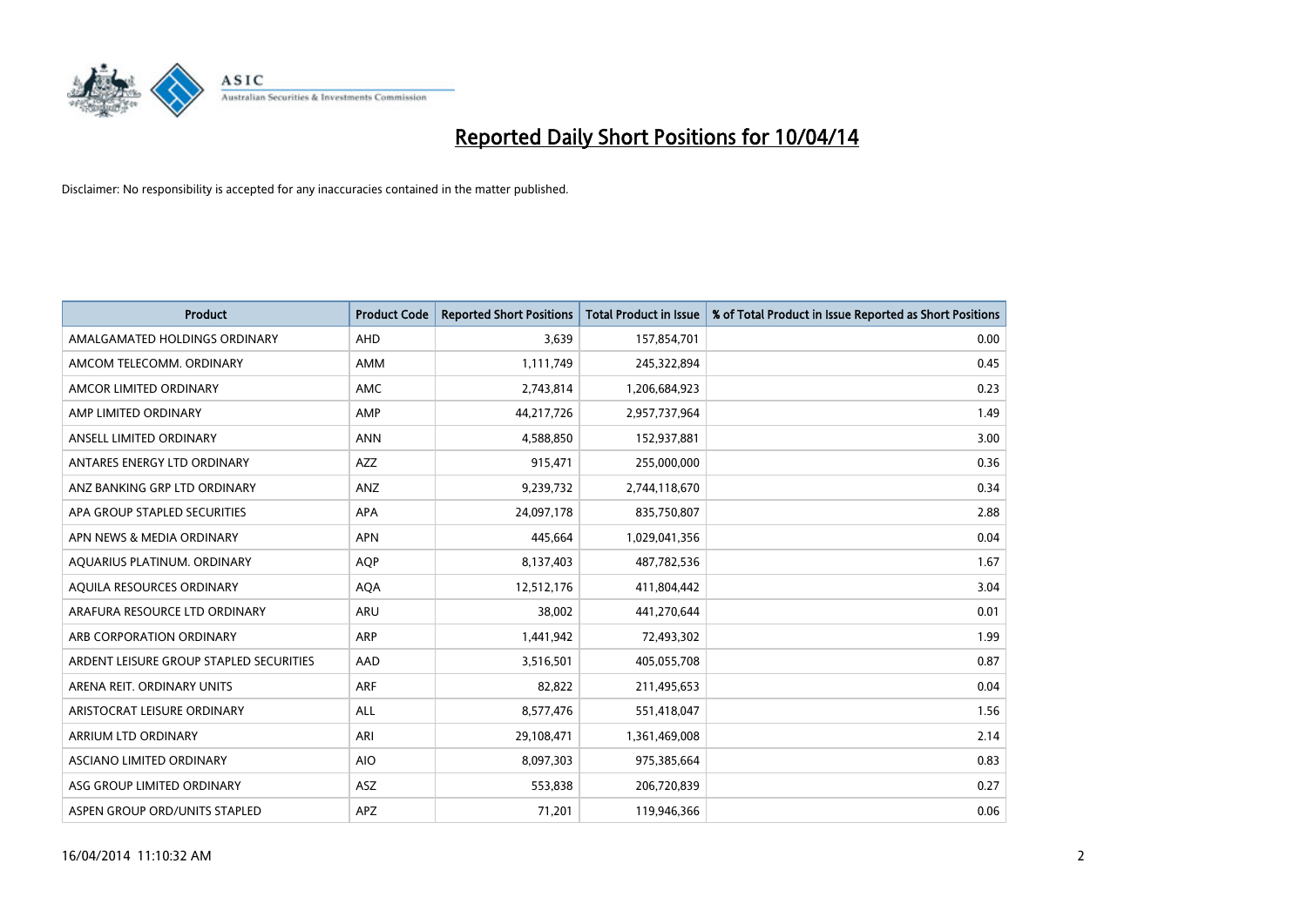# Reported Daily Short Positions for 10/04/14

Disclaimer: No responsibility is accepted for any inaccuracies contained in the matter published.

| Product | Product Code | Reported Short Positions | Total Product in Issue | % of Total Product in Issue Reported as Short Positions |
|---|---|---|---|---|
| AMALGAMATED HOLDINGS ORDINARY | AHD | 3,639 | 157,854,701 | 0.00 |
| AMCOM TELECOMM. ORDINARY | AMM | 1,111,749 | 245,322,894 | 0.45 |
| AMCOR LIMITED ORDINARY | AMC | 2,743,814 | 1,206,684,923 | 0.23 |
| AMP LIMITED ORDINARY | AMP | 44,217,726 | 2,957,737,964 | 1.49 |
| ANSELL LIMITED ORDINARY | ANN | 4,588,850 | 152,937,881 | 3.00 |
| ANTARES ENERGY LTD ORDINARY | AZZ | 915,471 | 255,000,000 | 0.36 |
| ANZ BANKING GRP LTD ORDINARY | ANZ | 9,239,732 | 2,744,118,670 | 0.34 |
| APA GROUP STAPLED SECURITIES | APA | 24,097,178 | 835,750,807 | 2.88 |
| APN NEWS & MEDIA ORDINARY | APN | 445,664 | 1,029,041,356 | 0.04 |
| AQUARIUS PLATINUM. ORDINARY | AQP | 8,137,403 | 487,782,536 | 1.67 |
| AQUILA RESOURCES ORDINARY | AQA | 12,512,176 | 411,804,442 | 3.04 |
| ARAFURA RESOURCE LTD ORDINARY | ARU | 38,002 | 441,270,644 | 0.01 |
| ARB CORPORATION ORDINARY | ARP | 1,441,942 | 72,493,302 | 1.99 |
| ARDENT LEISURE GROUP STAPLED SECURITIES | AAD | 3,516,501 | 405,055,708 | 0.87 |
| ARENA REIT. ORDINARY UNITS | ARF | 82,822 | 211,495,653 | 0.04 |
| ARISTOCRAT LEISURE ORDINARY | ALL | 8,577,476 | 551,418,047 | 1.56 |
| ARRIUM LTD ORDINARY | ARI | 29,108,471 | 1,361,469,008 | 2.14 |
| ASCIANO LIMITED ORDINARY | AIO | 8,097,303 | 975,385,664 | 0.83 |
| ASG GROUP LIMITED ORDINARY | ASZ | 553,838 | 206,720,839 | 0.27 |
| ASPEN GROUP ORD/UNITS STAPLED | APZ | 71,201 | 119,946,366 | 0.06 |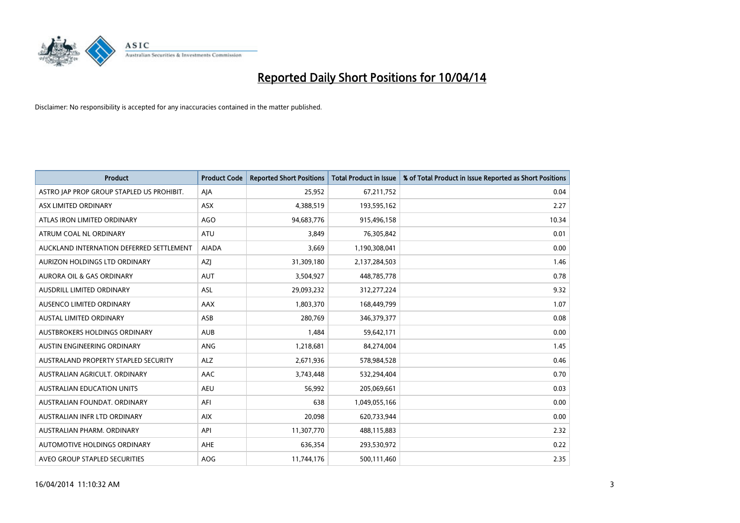# Reported Daily Short Positions for 10/04/14

Disclaimer: No responsibility is accepted for any inaccuracies contained in the matter published.

| Product | Product Code | Reported Short Positions | Total Product in Issue | % of Total Product in Issue Reported as Short Positions |
|---|---|---|---|---|
| ASTRO JAP PROP GROUP STAPLED US PROHIBIT. | AJA | 25,952 | 67,211,752 | 0.04 |
| ASX LIMITED ORDINARY | ASX | 4,388,519 | 193,595,162 | 2.27 |
| ATLAS IRON LIMITED ORDINARY | AGO | 94,683,776 | 915,496,158 | 10.34 |
| ATRUM COAL NL ORDINARY | ATU | 3,849 | 76,305,842 | 0.01 |
| AUCKLAND INTERNATION DEFERRED SETTLEMENT | AIADA | 3,669 | 1,190,308,041 | 0.00 |
| AURIZON HOLDINGS LTD ORDINARY | AZJ | 31,309,180 | 2,137,284,503 | 1.46 |
| AURORA OIL & GAS ORDINARY | AUT | 3,504,927 | 448,785,778 | 0.78 |
| AUSDRILL LIMITED ORDINARY | ASL | 29,093,232 | 312,277,224 | 9.32 |
| AUSENCO LIMITED ORDINARY | AAX | 1,803,370 | 168,449,799 | 1.07 |
| AUSTAL LIMITED ORDINARY | ASB | 280,769 | 346,379,377 | 0.08 |
| AUSTBROKERS HOLDINGS ORDINARY | AUB | 1,484 | 59,642,171 | 0.00 |
| AUSTIN ENGINEERING ORDINARY | ANG | 1,218,681 | 84,274,004 | 1.45 |
| AUSTRALAND PROPERTY STAPLED SECURITY | ALZ | 2,671,936 | 578,984,528 | 0.46 |
| AUSTRALIAN AGRICULT. ORDINARY | AAC | 3,743,448 | 532,294,404 | 0.70 |
| AUSTRALIAN EDUCATION UNITS | AEU | 56,992 | 205,069,661 | 0.03 |
| AUSTRALIAN FOUNDAT. ORDINARY | AFI | 638 | 1,049,055,166 | 0.00 |
| AUSTRALIAN INFR LTD ORDINARY | AIX | 20,098 | 620,733,944 | 0.00 |
| AUSTRALIAN PHARM. ORDINARY | API | 11,307,770 | 488,115,883 | 2.32 |
| AUTOMOTIVE HOLDINGS ORDINARY | AHE | 636,354 | 293,530,972 | 0.22 |
| AVEO GROUP STAPLED SECURITIES | AOG | 11,744,176 | 500,111,460 | 2.35 |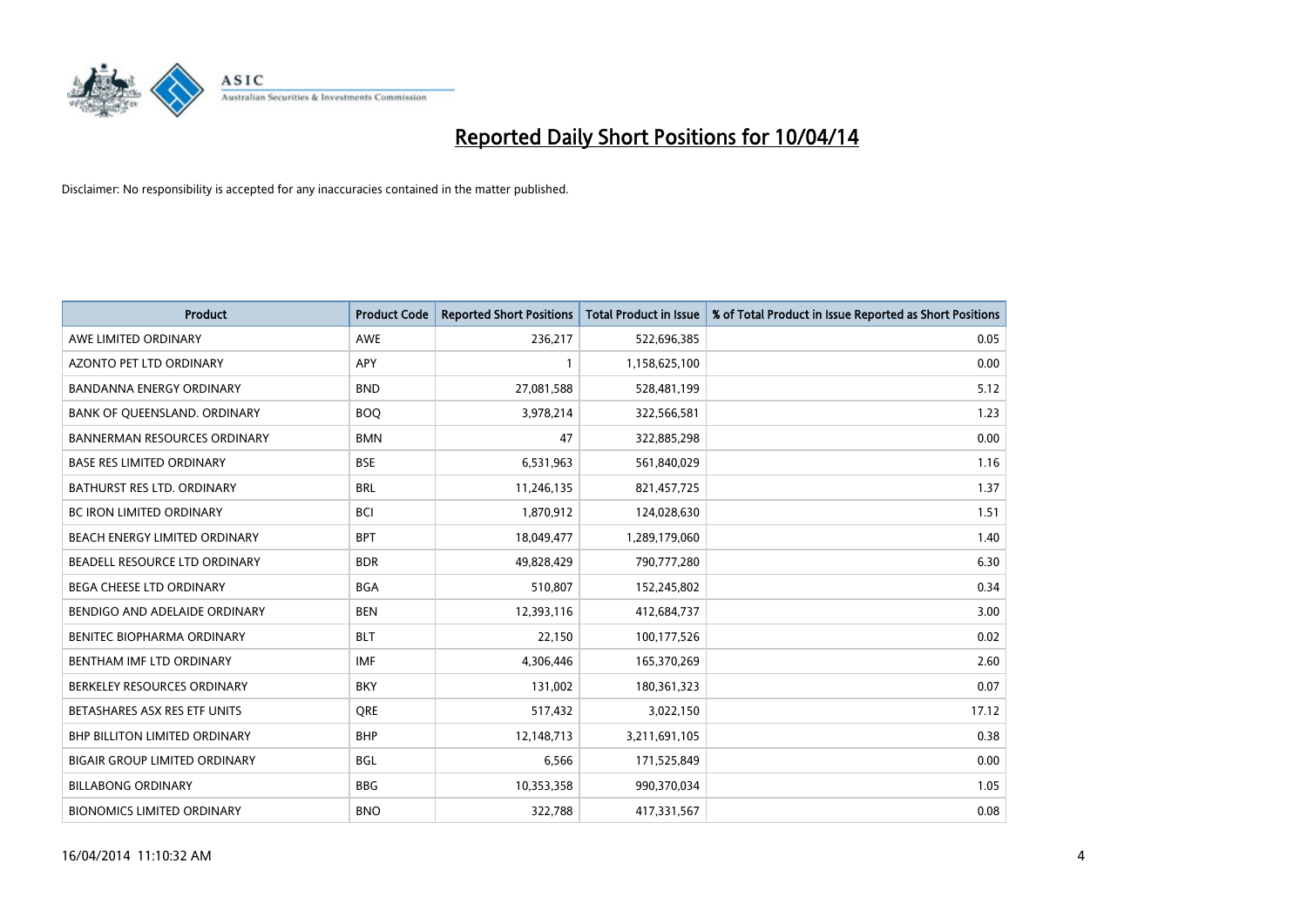# Reported Daily Short Positions for 10/04/14

Disclaimer: No responsibility is accepted for any inaccuracies contained in the matter published.

| Product | Product Code | Reported Short Positions | Total Product in Issue | % of Total Product in Issue Reported as Short Positions |
|---|---|---|---|---|
| AWE LIMITED ORDINARY | AWE | 236,217 | 522,696,385 | 0.05 |
| AZONTO PET LTD ORDINARY | APY | 1 | 1,158,625,100 | 0.00 |
| BANDANNA ENERGY ORDINARY | BND | 27,081,588 | 528,481,199 | 5.12 |
| BANK OF QUEENSLAND. ORDINARY | BOQ | 3,978,214 | 322,566,581 | 1.23 |
| BANNERMAN RESOURCES ORDINARY | BMN | 47 | 322,885,298 | 0.00 |
| BASE RES LIMITED ORDINARY | BSE | 6,531,963 | 561,840,029 | 1.16 |
| BATHURST RES LTD. ORDINARY | BRL | 11,246,135 | 821,457,725 | 1.37 |
| BC IRON LIMITED ORDINARY | BCI | 1,870,912 | 124,028,630 | 1.51 |
| BEACH ENERGY LIMITED ORDINARY | BPT | 18,049,477 | 1,289,179,060 | 1.40 |
| BEADELL RESOURCE LTD ORDINARY | BDR | 49,828,429 | 790,777,280 | 6.30 |
| BEGA CHEESE LTD ORDINARY | BGA | 510,807 | 152,245,802 | 0.34 |
| BENDIGO AND ADELAIDE ORDINARY | BEN | 12,393,116 | 412,684,737 | 3.00 |
| BENITEC BIOPHARMA ORDINARY | BLT | 22,150 | 100,177,526 | 0.02 |
| BENTHAM IMF LTD ORDINARY | IMF | 4,306,446 | 165,370,269 | 2.60 |
| BERKELEY RESOURCES ORDINARY | BKY | 131,002 | 180,361,323 | 0.07 |
| BETASHARES ASX RES ETF UNITS | QRE | 517,432 | 3,022,150 | 17.12 |
| BHP BILLITON LIMITED ORDINARY | BHP | 12,148,713 | 3,211,691,105 | 0.38 |
| BIGAIR GROUP LIMITED ORDINARY | BGL | 6,566 | 171,525,849 | 0.00 |
| BILLABONG ORDINARY | BBG | 10,353,358 | 990,370,034 | 1.05 |
| BIONOMICS LIMITED ORDINARY | BNO | 322,788 | 417,331,567 | 0.08 |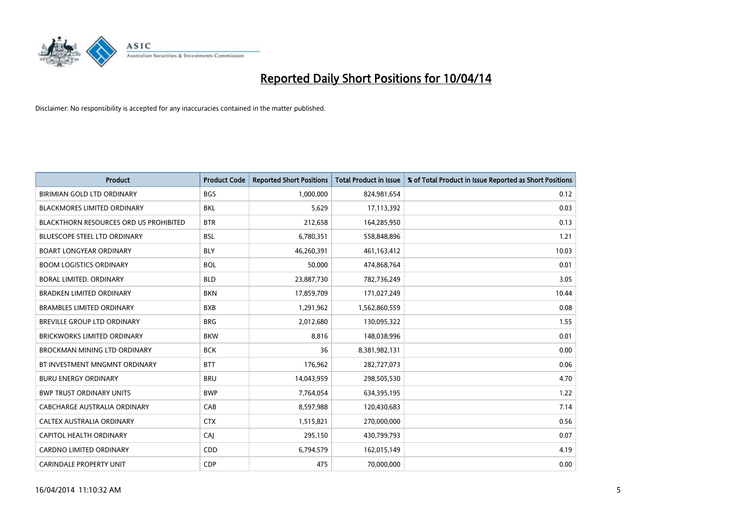# Reported Daily Short Positions for 10/04/14

Disclaimer: No responsibility is accepted for any inaccuracies contained in the matter published.

| Product | Product Code | Reported Short Positions | Total Product in Issue | % of Total Product in Issue Reported as Short Positions |
|---|---|---|---|---|
| BIRIMIAN GOLD LTD ORDINARY | BGS | 1,000,000 | 824,981,654 | 0.12 |
| BLACKMORES LIMITED ORDINARY | BKL | 5,629 | 17,113,392 | 0.03 |
| BLACKTHORN RESOURCES ORD US PROHIBITED | BTR | 212,658 | 164,285,950 | 0.13 |
| BLUESCOPE STEEL LTD ORDINARY | BSL | 6,780,351 | 558,848,896 | 1.21 |
| BOART LONGYEAR ORDINARY | BLY | 46,260,391 | 461,163,412 | 10.03 |
| BOOM LOGISTICS ORDINARY | BOL | 50,000 | 474,868,764 | 0.01 |
| BORAL LIMITED. ORDINARY | BLD | 23,887,730 | 782,736,249 | 3.05 |
| BRADKEN LIMITED ORDINARY | BKN | 17,859,709 | 171,027,249 | 10.44 |
| BRAMBLES LIMITED ORDINARY | BXB | 1,291,962 | 1,562,860,559 | 0.08 |
| BREVILLE GROUP LTD ORDINARY | BRG | 2,012,680 | 130,095,322 | 1.55 |
| BRICKWORKS LIMITED ORDINARY | BKW | 8,816 | 148,038,996 | 0.01 |
| BROCKMAN MINING LTD ORDINARY | BCK | 36 | 8,381,982,131 | 0.00 |
| BT INVESTMENT MNGMNT ORDINARY | BTT | 176,962 | 282,727,073 | 0.06 |
| BURU ENERGY ORDINARY | BRU | 14,043,959 | 298,505,530 | 4.70 |
| BWP TRUST ORDINARY UNITS | BWP | 7,764,054 | 634,395,195 | 1.22 |
| CABCHARGE AUSTRALIA ORDINARY | CAB | 8,597,988 | 120,430,683 | 7.14 |
| CALTEX AUSTRALIA ORDINARY | CTX | 1,515,821 | 270,000,000 | 0.56 |
| CAPITOL HEALTH ORDINARY | CAJ | 295,150 | 430,799,793 | 0.07 |
| CARDNO LIMITED ORDINARY | CDD | 6,794,579 | 162,015,149 | 4.19 |
| CARINDALE PROPERTY UNIT | CDP | 475 | 70,000,000 | 0.00 |

16/04/2014 11:10:32 AM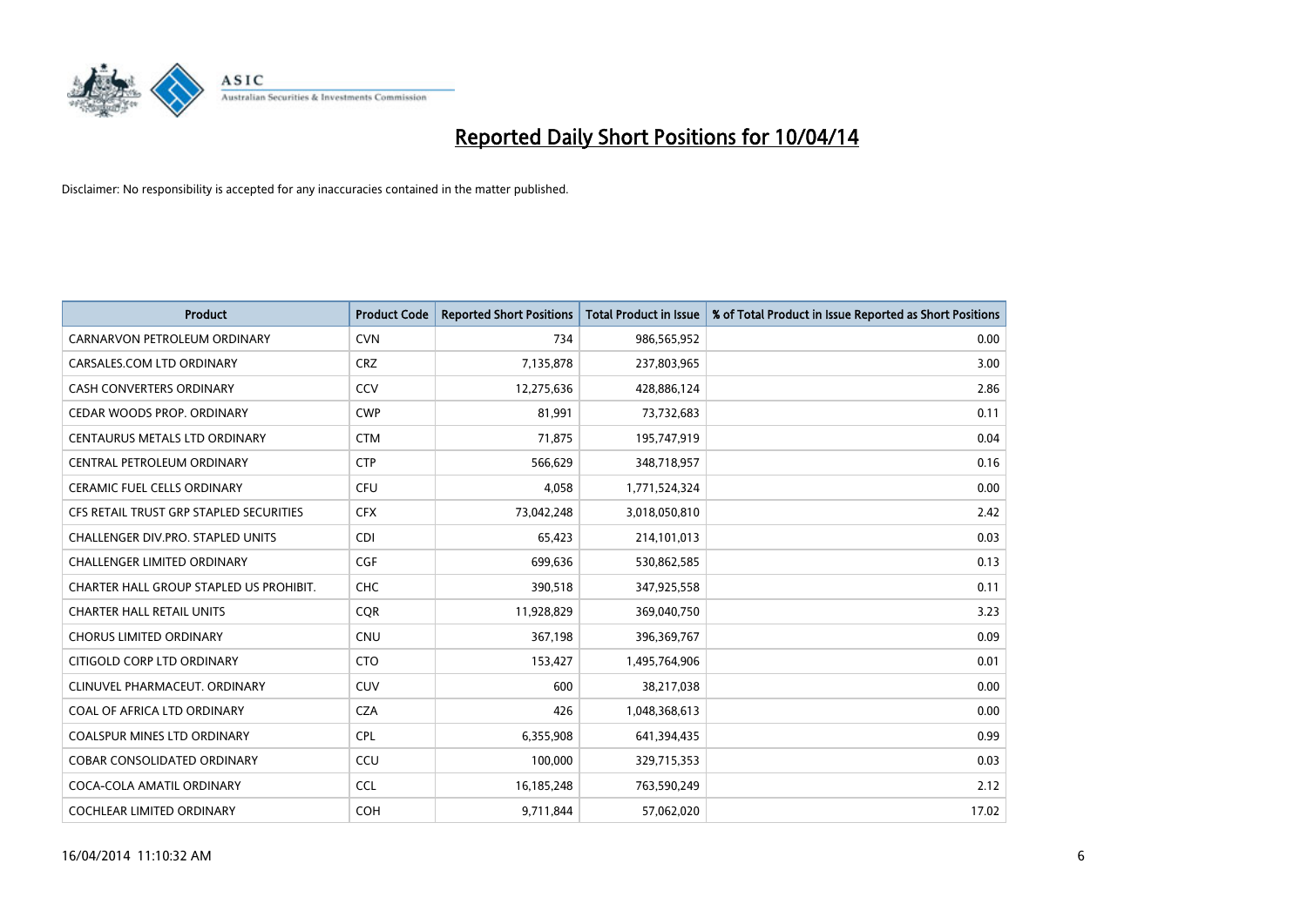# Reported Daily Short Positions for 10/04/14

Disclaimer: No responsibility is accepted for any inaccuracies contained in the matter published.

| Product | Product Code | Reported Short Positions | Total Product in Issue | % of Total Product in Issue Reported as Short Positions |
|---|---|---|---|---|
| CARNARVON PETROLEUM ORDINARY | CVN | 734 | 986,565,952 | 0.00 |
| CARSALES.COM LTD ORDINARY | CRZ | 7,135,878 | 237,803,965 | 3.00 |
| CASH CONVERTERS ORDINARY | CCV | 12,275,636 | 428,886,124 | 2.86 |
| CEDAR WOODS PROP. ORDINARY | CWP | 81,991 | 73,732,683 | 0.11 |
| CENTAURUS METALS LTD ORDINARY | CTM | 71,875 | 195,747,919 | 0.04 |
| CENTRAL PETROLEUM ORDINARY | CTP | 566,629 | 348,718,957 | 0.16 |
| CERAMIC FUEL CELLS ORDINARY | CFU | 4,058 | 1,771,524,324 | 0.00 |
| CFS RETAIL TRUST GRP STAPLED SECURITIES | CFX | 73,042,248 | 3,018,050,810 | 2.42 |
| CHALLENGER DIV.PRO. STAPLED UNITS | CDI | 65,423 | 214,101,013 | 0.03 |
| CHALLENGER LIMITED ORDINARY | CGF | 699,636 | 530,862,585 | 0.13 |
| CHARTER HALL GROUP STAPLED US PROHIBIT. | CHC | 390,518 | 347,925,558 | 0.11 |
| CHARTER HALL RETAIL UNITS | CQR | 11,928,829 | 369,040,750 | 3.23 |
| CHORUS LIMITED ORDINARY | CNU | 367,198 | 396,369,767 | 0.09 |
| CITIGOLD CORP LTD ORDINARY | CTO | 153,427 | 1,495,764,906 | 0.01 |
| CLINUVEL PHARMACEUT. ORDINARY | CUV | 600 | 38,217,038 | 0.00 |
| COAL OF AFRICA LTD ORDINARY | CZA | 426 | 1,048,368,613 | 0.00 |
| COALSPUR MINES LTD ORDINARY | CPL | 6,355,908 | 641,394,435 | 0.99 |
| COBAR CONSOLIDATED ORDINARY | CCU | 100,000 | 329,715,353 | 0.03 |
| COCA-COLA AMATIL ORDINARY | CCL | 16,185,248 | 763,590,249 | 2.12 |
| COCHLEAR LIMITED ORDINARY | COH | 9,711,844 | 57,062,020 | 17.02 |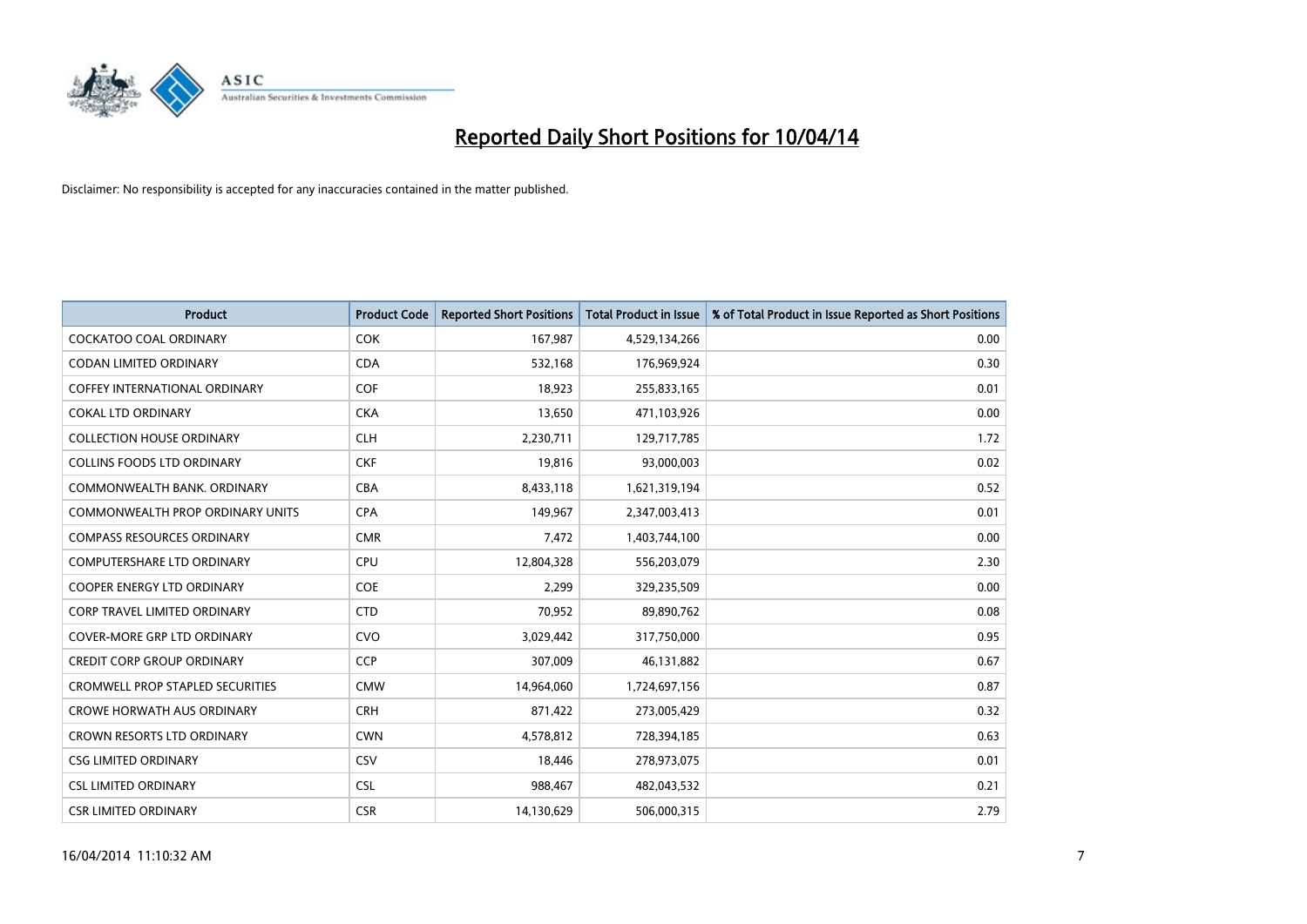# Reported Daily Short Positions for 10/04/14

Disclaimer: No responsibility is accepted for any inaccuracies contained in the matter published.

| Product | Product Code | Reported Short Positions | Total Product in Issue | % of Total Product in Issue Reported as Short Positions |
| --- | --- | --- | --- | --- |
| COCKATOO COAL ORDINARY | COK | 167,987 | 4,529,134,266 | 0.00 |
| CODAN LIMITED ORDINARY | CDA | 532,168 | 176,969,924 | 0.30 |
| COFFEY INTERNATIONAL ORDINARY | COF | 18,923 | 255,833,165 | 0.01 |
| COKAL LTD ORDINARY | CKA | 13,650 | 471,103,926 | 0.00 |
| COLLECTION HOUSE ORDINARY | CLH | 2,230,711 | 129,717,785 | 1.72 |
| COLLINS FOODS LTD ORDINARY | CKF | 19,816 | 93,000,003 | 0.02 |
| COMMONWEALTH BANK. ORDINARY | CBA | 8,433,118 | 1,621,319,194 | 0.52 |
| COMMONWEALTH PROP ORDINARY UNITS | CPA | 149,967 | 2,347,003,413 | 0.01 |
| COMPASS RESOURCES ORDINARY | CMR | 7,472 | 1,403,744,100 | 0.00 |
| COMPUTERSHARE LTD ORDINARY | CPU | 12,804,328 | 556,203,079 | 2.30 |
| COOPER ENERGY LTD ORDINARY | COE | 2,299 | 329,235,509 | 0.00 |
| CORP TRAVEL LIMITED ORDINARY | CTD | 70,952 | 89,890,762 | 0.08 |
| COVER-MORE GRP LTD ORDINARY | CVO | 3,029,442 | 317,750,000 | 0.95 |
| CREDIT CORP GROUP ORDINARY | CCP | 307,009 | 46,131,882 | 0.67 |
| CROMWELL PROP STAPLED SECURITIES | CMW | 14,964,060 | 1,724,697,156 | 0.87 |
| CROWE HORWATH AUS ORDINARY | CRH | 871,422 | 273,005,429 | 0.32 |
| CROWN RESORTS LTD ORDINARY | CWN | 4,578,812 | 728,394,185 | 0.63 |
| CSG LIMITED ORDINARY | CSV | 18,446 | 278,973,075 | 0.01 |
| CSL LIMITED ORDINARY | CSL | 988,467 | 482,043,532 | 0.21 |
| CSR LIMITED ORDINARY | CSR | 14,130,629 | 506,000,315 | 2.79 |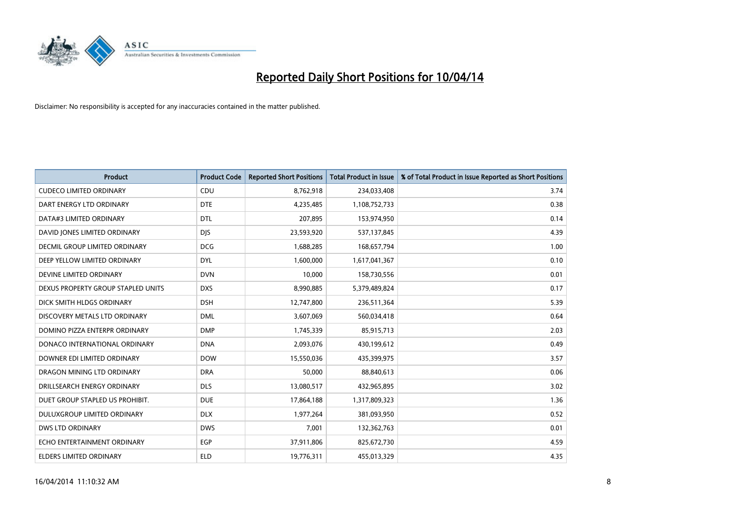# Reported Daily Short Positions for 10/04/14

Disclaimer: No responsibility is accepted for any inaccuracies contained in the matter published.

| Product | Product Code | Reported Short Positions | Total Product in Issue | % of Total Product in Issue Reported as Short Positions |
|---|---|---|---|---|
| CUDECO LIMITED ORDINARY | CDU | 8,762,918 | 234,033,408 | 3.74 |
| DART ENERGY LTD ORDINARY | DTE | 4,235,485 | 1,108,752,733 | 0.38 |
| DATA#3 LIMITED ORDINARY | DTL | 207,895 | 153,974,950 | 0.14 |
| DAVID JONES LIMITED ORDINARY | DJS | 23,593,920 | 537,137,845 | 4.39 |
| DECMIL GROUP LIMITED ORDINARY | DCG | 1,688,285 | 168,657,794 | 1.00 |
| DEEP YELLOW LIMITED ORDINARY | DYL | 1,600,000 | 1,617,041,367 | 0.10 |
| DEVINE LIMITED ORDINARY | DVN | 10,000 | 158,730,556 | 0.01 |
| DEXUS PROPERTY GROUP STAPLED UNITS | DXS | 8,990,885 | 5,379,489,824 | 0.17 |
| DICK SMITH HLDGS ORDINARY | DSH | 12,747,800 | 236,511,364 | 5.39 |
| DISCOVERY METALS LTD ORDINARY | DML | 3,607,069 | 560,034,418 | 0.64 |
| DOMINO PIZZA ENTERPR ORDINARY | DMP | 1,745,339 | 85,915,713 | 2.03 |
| DONACO INTERNATIONAL ORDINARY | DNA | 2,093,076 | 430,199,612 | 0.49 |
| DOWNER EDI LIMITED ORDINARY | DOW | 15,550,036 | 435,399,975 | 3.57 |
| DRAGON MINING LTD ORDINARY | DRA | 50,000 | 88,840,613 | 0.06 |
| DRILLSEARCH ENERGY ORDINARY | DLS | 13,080,517 | 432,965,895 | 3.02 |
| DUET GROUP STAPLED US PROHIBIT. | DUE | 17,864,188 | 1,317,809,323 | 1.36 |
| DULUXGROUP LIMITED ORDINARY | DLX | 1,977,264 | 381,093,950 | 0.52 |
| DWS LTD ORDINARY | DWS | 7,001 | 132,362,763 | 0.01 |
| ECHO ENTERTAINMENT ORDINARY | EGP | 37,911,806 | 825,672,730 | 4.59 |
| ELDERS LIMITED ORDINARY | ELD | 19,776,311 | 455,013,329 | 4.35 |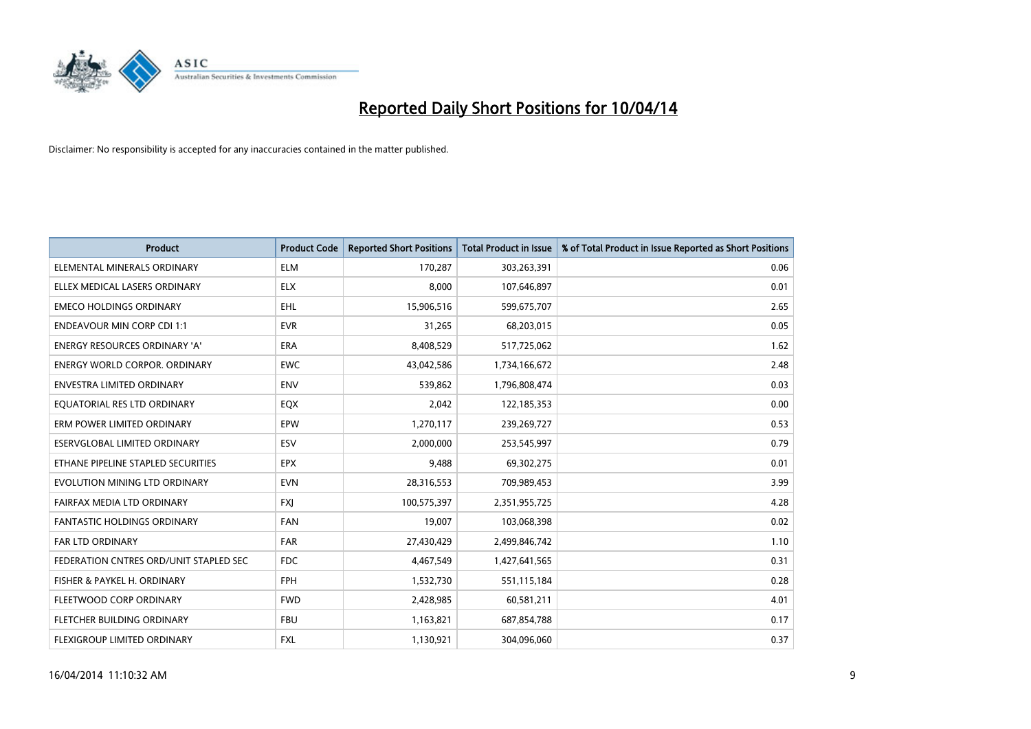# Reported Daily Short Positions for 10/04/14

Disclaimer: No responsibility is accepted for any inaccuracies contained in the matter published.

| Product | Product Code | Reported Short Positions | Total Product in Issue | % of Total Product in Issue Reported as Short Positions |
|---|---|---|---|---|
| ELEMENTAL MINERALS ORDINARY | ELM | 170,287 | 303,263,391 | 0.06 |
| ELLEX MEDICAL LASERS ORDINARY | ELX | 8,000 | 107,646,897 | 0.01 |
| EMECO HOLDINGS ORDINARY | EHL | 15,906,516 | 599,675,707 | 2.65 |
| ENDEAVOUR MIN CORP CDI 1:1 | EVR | 31,265 | 68,203,015 | 0.05 |
| ENERGY RESOURCES ORDINARY 'A' | ERA | 8,408,529 | 517,725,062 | 1.62 |
| ENERGY WORLD CORPOR. ORDINARY | EWC | 43,042,586 | 1,734,166,672 | 2.48 |
| ENVESTRA LIMITED ORDINARY | ENV | 539,862 | 1,796,808,474 | 0.03 |
| EQUATORIAL RES LTD ORDINARY | EQX | 2,042 | 122,185,353 | 0.00 |
| ERM POWER LIMITED ORDINARY | EPW | 1,270,117 | 239,269,727 | 0.53 |
| ESERVGLOBAL LIMITED ORDINARY | ESV | 2,000,000 | 253,545,997 | 0.79 |
| ETHANE PIPELINE STAPLED SECURITIES | EPX | 9,488 | 69,302,275 | 0.01 |
| EVOLUTION MINING LTD ORDINARY | EVN | 28,316,553 | 709,989,453 | 3.99 |
| FAIRFAX MEDIA LTD ORDINARY | FXJ | 100,575,397 | 2,351,955,725 | 4.28 |
| FANTASTIC HOLDINGS ORDINARY | FAN | 19,007 | 103,068,398 | 0.02 |
| FAR LTD ORDINARY | FAR | 27,430,429 | 2,499,846,742 | 1.10 |
| FEDERATION CNTRES ORD/UNIT STAPLED SEC | FDC | 4,467,549 | 1,427,641,565 | 0.31 |
| FISHER & PAYKEL H. ORDINARY | FPH | 1,532,730 | 551,115,184 | 0.28 |
| FLEETWOOD CORP ORDINARY | FWD | 2,428,985 | 60,581,211 | 4.01 |
| FLETCHER BUILDING ORDINARY | FBU | 1,163,821 | 687,854,788 | 0.17 |
| FLEXIGROUP LIMITED ORDINARY | FXL | 1,130,921 | 304,096,060 | 0.37 |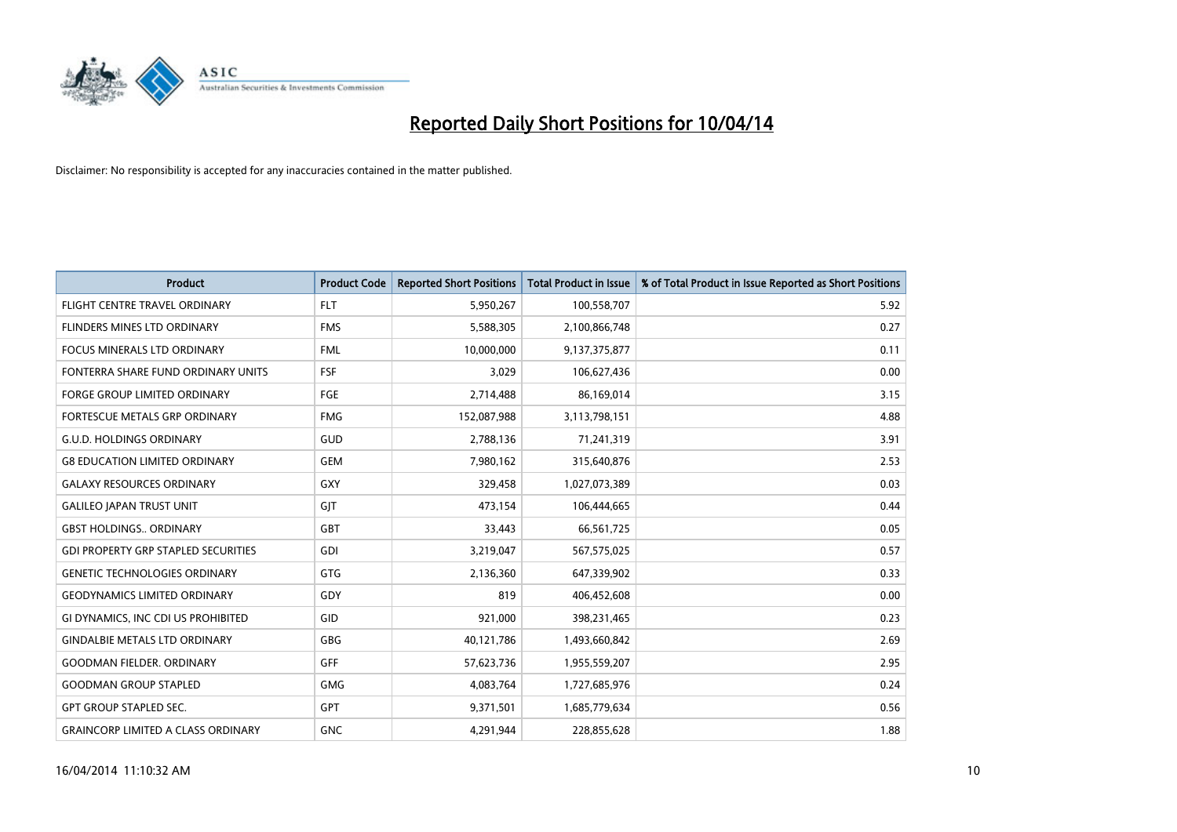# Reported Daily Short Positions for 10/04/14

Disclaimer: No responsibility is accepted for any inaccuracies contained in the matter published.

| Product | Product Code | Reported Short Positions | Total Product in Issue | % of Total Product in Issue Reported as Short Positions |
|---|---|---|---|---|
| FLIGHT CENTRE TRAVEL ORDINARY | FLT | 5,950,267 | 100,558,707 | 5.92 |
| FLINDERS MINES LTD ORDINARY | FMS | 5,588,305 | 2,100,866,748 | 0.27 |
| FOCUS MINERALS LTD ORDINARY | FML | 10,000,000 | 9,137,375,877 | 0.11 |
| FONTERRA SHARE FUND ORDINARY UNITS | FSF | 3,029 | 106,627,436 | 0.00 |
| FORGE GROUP LIMITED ORDINARY | FGE | 2,714,488 | 86,169,014 | 3.15 |
| FORTESCUE METALS GRP ORDINARY | FMG | 152,087,988 | 3,113,798,151 | 4.88 |
| G.U.D. HOLDINGS ORDINARY | GUD | 2,788,136 | 71,241,319 | 3.91 |
| G8 EDUCATION LIMITED ORDINARY | GEM | 7,980,162 | 315,640,876 | 2.53 |
| GALAXY RESOURCES ORDINARY | GXY | 329,458 | 1,027,073,389 | 0.03 |
| GALILEO JAPAN TRUST UNIT | GJT | 473,154 | 106,444,665 | 0.44 |
| GBST HOLDINGS.. ORDINARY | GBT | 33,443 | 66,561,725 | 0.05 |
| GDI PROPERTY GRP STAPLED SECURITIES | GDI | 3,219,047 | 567,575,025 | 0.57 |
| GENETIC TECHNOLOGIES ORDINARY | GTG | 2,136,360 | 647,339,902 | 0.33 |
| GEODYNAMICS LIMITED ORDINARY | GDY | 819 | 406,452,608 | 0.00 |
| GI DYNAMICS, INC CDI US PROHIBITED | GID | 921,000 | 398,231,465 | 0.23 |
| GINDALBIE METALS LTD ORDINARY | GBG | 40,121,786 | 1,493,660,842 | 2.69 |
| GOODMAN FIELDER. ORDINARY | GFF | 57,623,736 | 1,955,559,207 | 2.95 |
| GOODMAN GROUP STAPLED | GMG | 4,083,764 | 1,727,685,976 | 0.24 |
| GPT GROUP STAPLED SEC. | GPT | 9,371,501 | 1,685,779,634 | 0.56 |
| GRAINCORP LIMITED A CLASS ORDINARY | GNC | 4,291,944 | 228,855,628 | 1.88 |

16/04/2014 11:10:32 AM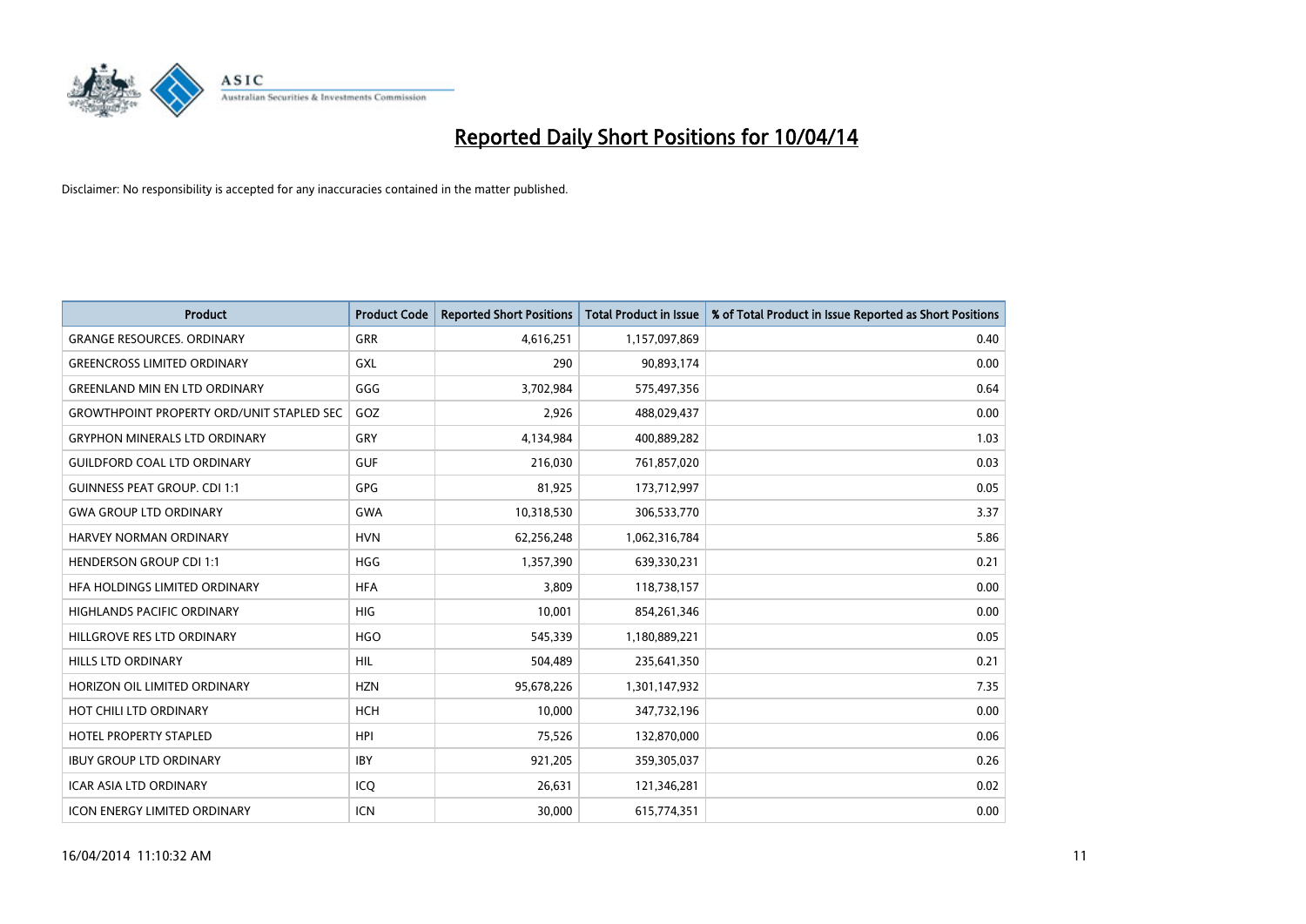# Reported Daily Short Positions for 10/04/14

Disclaimer: No responsibility is accepted for any inaccuracies contained in the matter published.

| Product | Product Code | Reported Short Positions | Total Product in Issue | % of Total Product in Issue Reported as Short Positions |
|---|---|---|---|---|
| GRANGE RESOURCES. ORDINARY | GRR | 4,616,251 | 1,157,097,869 | 0.40 |
| GREENCROSS LIMITED ORDINARY | GXL | 290 | 90,893,174 | 0.00 |
| GREENLAND MIN EN LTD ORDINARY | GGG | 3,702,984 | 575,497,356 | 0.64 |
| GROWTHPOINT PROPERTY ORD/UNIT STAPLED SEC | GOZ | 2,926 | 488,029,437 | 0.00 |
| GRYPHON MINERALS LTD ORDINARY | GRY | 4,134,984 | 400,889,282 | 1.03 |
| GUILDFORD COAL LTD ORDINARY | GUF | 216,030 | 761,857,020 | 0.03 |
| GUINNESS PEAT GROUP. CDI 1:1 | GPG | 81,925 | 173,712,997 | 0.05 |
| GWA GROUP LTD ORDINARY | GWA | 10,318,530 | 306,533,770 | 3.37 |
| HARVEY NORMAN ORDINARY | HVN | 62,256,248 | 1,062,316,784 | 5.86 |
| HENDERSON GROUP CDI 1:1 | HGG | 1,357,390 | 639,330,231 | 0.21 |
| HFA HOLDINGS LIMITED ORDINARY | HFA | 3,809 | 118,738,157 | 0.00 |
| HIGHLANDS PACIFIC ORDINARY | HIG | 10,001 | 854,261,346 | 0.00 |
| HILLGROVE RES LTD ORDINARY | HGO | 545,339 | 1,180,889,221 | 0.05 |
| HILLS LTD ORDINARY | HIL | 504,489 | 235,641,350 | 0.21 |
| HORIZON OIL LIMITED ORDINARY | HZN | 95,678,226 | 1,301,147,932 | 7.35 |
| HOT CHILI LTD ORDINARY | HCH | 10,000 | 347,732,196 | 0.00 |
| HOTEL PROPERTY STAPLED | HPI | 75,526 | 132,870,000 | 0.06 |
| IBUY GROUP LTD ORDINARY | IBY | 921,205 | 359,305,037 | 0.26 |
| ICAR ASIA LTD ORDINARY | ICQ | 26,631 | 121,346,281 | 0.02 |
| ICON ENERGY LIMITED ORDINARY | ICN | 30,000 | 615,774,351 | 0.00 |

16/04/2014 11:10:32 AM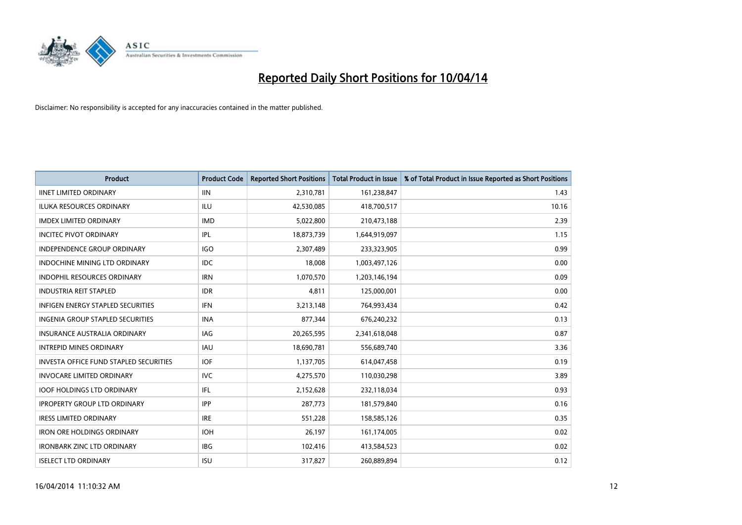# Reported Daily Short Positions for 10/04/14

Disclaimer: No responsibility is accepted for any inaccuracies contained in the matter published.

| Product | Product Code | Reported Short Positions | Total Product in Issue | % of Total Product in Issue Reported as Short Positions |
|---|---|---|---|---|
| IINET LIMITED ORDINARY | IIN | 2,310,781 | 161,238,847 | 1.43 |
| ILUKA RESOURCES ORDINARY | ILU | 42,530,085 | 418,700,517 | 10.16 |
| IMDEX LIMITED ORDINARY | IMD | 5,022,800 | 210,473,188 | 2.39 |
| INCITEC PIVOT ORDINARY | IPL | 18,873,739 | 1,644,919,097 | 1.15 |
| INDEPENDENCE GROUP ORDINARY | IGO | 2,307,489 | 233,323,905 | 0.99 |
| INDOCHINE MINING LTD ORDINARY | IDC | 18,008 | 1,003,497,126 | 0.00 |
| INDOPHIL RESOURCES ORDINARY | IRN | 1,070,570 | 1,203,146,194 | 0.09 |
| INDUSTRIA REIT STAPLED | IDR | 4,811 | 125,000,001 | 0.00 |
| INFIGEN ENERGY STAPLED SECURITIES | IFN | 3,213,148 | 764,993,434 | 0.42 |
| INGENIA GROUP STAPLED SECURITIES | INA | 877,344 | 676,240,232 | 0.13 |
| INSURANCE AUSTRALIA ORDINARY | IAG | 20,265,595 | 2,341,618,048 | 0.87 |
| INTREPID MINES ORDINARY | IAU | 18,690,781 | 556,689,740 | 3.36 |
| INVESTA OFFICE FUND STAPLED SECURITIES | IOF | 1,137,705 | 614,047,458 | 0.19 |
| INVOCARE LIMITED ORDINARY | IVC | 4,275,570 | 110,030,298 | 3.89 |
| IOOF HOLDINGS LTD ORDINARY | IFL | 2,152,628 | 232,118,034 | 0.93 |
| IPROPERTY GROUP LTD ORDINARY | IPP | 287,773 | 181,579,840 | 0.16 |
| IRESS LIMITED ORDINARY | IRE | 551,228 | 158,585,126 | 0.35 |
| IRON ORE HOLDINGS ORDINARY | IOH | 26,197 | 161,174,005 | 0.02 |
| IRONBARK ZINC LTD ORDINARY | IBG | 102,416 | 413,584,523 | 0.02 |
| ISELECT LTD ORDINARY | ISU | 317,827 | 260,889,894 | 0.12 |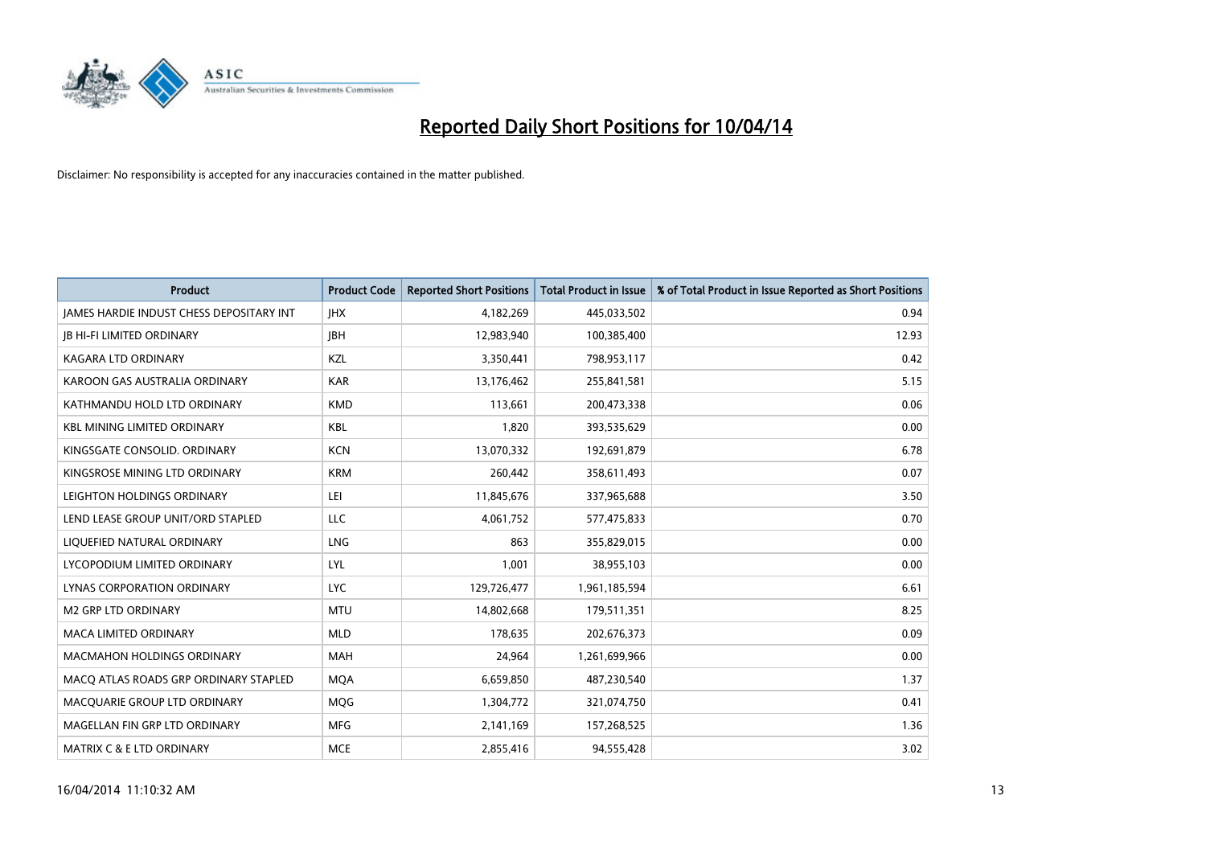# Reported Daily Short Positions for 10/04/14

Disclaimer: No responsibility is accepted for any inaccuracies contained in the matter published.

| Product | Product Code | Reported Short Positions | Total Product in Issue | % of Total Product in Issue Reported as Short Positions |
|---|---|---|---|---|
| JAMES HARDIE INDUST CHESS DEPOSITARY INT | JHX | 4,182,269 | 445,033,502 | 0.94 |
| JB HI-FI LIMITED ORDINARY | JBH | 12,983,940 | 100,385,400 | 12.93 |
| KAGARA LTD ORDINARY | KZL | 3,350,441 | 798,953,117 | 0.42 |
| KAROON GAS AUSTRALIA ORDINARY | KAR | 13,176,462 | 255,841,581 | 5.15 |
| KATHMANDU HOLD LTD ORDINARY | KMD | 113,661 | 200,473,338 | 0.06 |
| KBL MINING LIMITED ORDINARY | KBL | 1,820 | 393,535,629 | 0.00 |
| KINGSGATE CONSOLID. ORDINARY | KCN | 13,070,332 | 192,691,879 | 6.78 |
| KINGSROSE MINING LTD ORDINARY | KRM | 260,442 | 358,611,493 | 0.07 |
| LEIGHTON HOLDINGS ORDINARY | LEI | 11,845,676 | 337,965,688 | 3.50 |
| LEND LEASE GROUP UNIT/ORD STAPLED | LLC | 4,061,752 | 577,475,833 | 0.70 |
| LIQUEFIED NATURAL ORDINARY | LNG | 863 | 355,829,015 | 0.00 |
| LYCOPODIUM LIMITED ORDINARY | LYL | 1,001 | 38,955,103 | 0.00 |
| LYNAS CORPORATION ORDINARY | LYC | 129,726,477 | 1,961,185,594 | 6.61 |
| M2 GRP LTD ORDINARY | MTU | 14,802,668 | 179,511,351 | 8.25 |
| MACA LIMITED ORDINARY | MLD | 178,635 | 202,676,373 | 0.09 |
| MACMAHON HOLDINGS ORDINARY | MAH | 24,964 | 1,261,699,966 | 0.00 |
| MACQ ATLAS ROADS GRP ORDINARY STAPLED | MQA | 6,659,850 | 487,230,540 | 1.37 |
| MACQUARIE GROUP LTD ORDINARY | MQG | 1,304,772 | 321,074,750 | 0.41 |
| MAGELLAN FIN GRP LTD ORDINARY | MFG | 2,141,169 | 157,268,525 | 1.36 |
| MATRIX C & E LTD ORDINARY | MCE | 2,855,416 | 94,555,428 | 3.02 |

16/04/2014 11:10:32 AM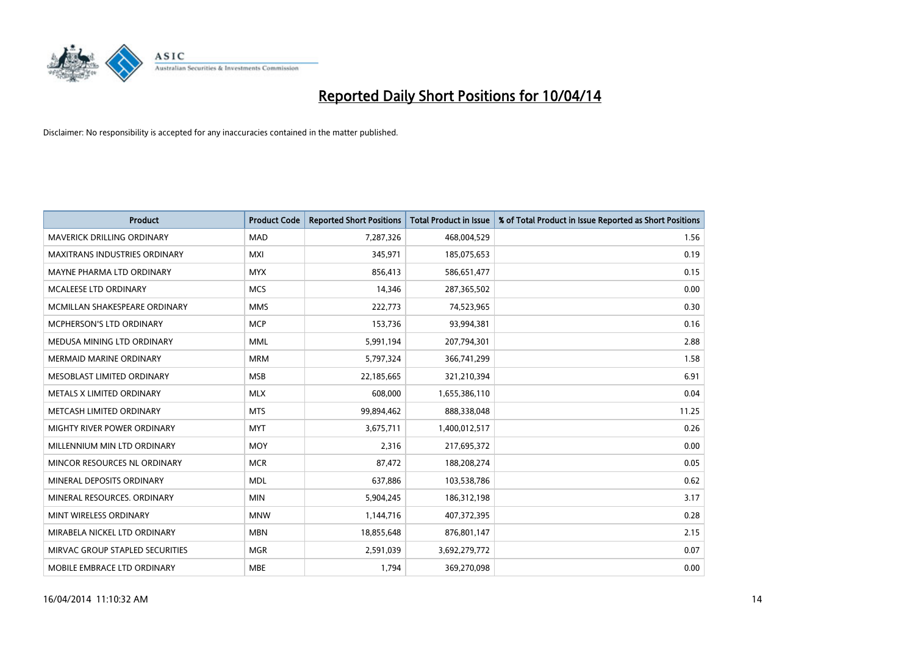# Reported Daily Short Positions for 10/04/14

Disclaimer: No responsibility is accepted for any inaccuracies contained in the matter published.

| Product | Product Code | Reported Short Positions | Total Product in Issue | % of Total Product in Issue Reported as Short Positions |
|---|---|---|---|---|
| MAVERICK DRILLING ORDINARY | MAD | 7,287,326 | 468,004,529 | 1.56 |
| MAXITRANS INDUSTRIES ORDINARY | MXI | 345,971 | 185,075,653 | 0.19 |
| MAYNE PHARMA LTD ORDINARY | MYX | 856,413 | 586,651,477 | 0.15 |
| MCALEESE LTD ORDINARY | MCS | 14,346 | 287,365,502 | 0.00 |
| MCMILLAN SHAKESPEARE ORDINARY | MMS | 222,773 | 74,523,965 | 0.30 |
| MCPHERSON'S LTD ORDINARY | MCP | 153,736 | 93,994,381 | 0.16 |
| MEDUSA MINING LTD ORDINARY | MML | 5,991,194 | 207,794,301 | 2.88 |
| MERMAID MARINE ORDINARY | MRM | 5,797,324 | 366,741,299 | 1.58 |
| MESOBLAST LIMITED ORDINARY | MSB | 22,185,665 | 321,210,394 | 6.91 |
| METALS X LIMITED ORDINARY | MLX | 608,000 | 1,655,386,110 | 0.04 |
| METCASH LIMITED ORDINARY | MTS | 99,894,462 | 888,338,048 | 11.25 |
| MIGHTY RIVER POWER ORDINARY | MYT | 3,675,711 | 1,400,012,517 | 0.26 |
| MILLENNIUM MIN LTD ORDINARY | MOY | 2,316 | 217,695,372 | 0.00 |
| MINCOR RESOURCES NL ORDINARY | MCR | 87,472 | 188,208,274 | 0.05 |
| MINERAL DEPOSITS ORDINARY | MDL | 637,886 | 103,538,786 | 0.62 |
| MINERAL RESOURCES. ORDINARY | MIN | 5,904,245 | 186,312,198 | 3.17 |
| MINT WIRELESS ORDINARY | MNW | 1,144,716 | 407,372,395 | 0.28 |
| MIRABELA NICKEL LTD ORDINARY | MBN | 18,855,648 | 876,801,147 | 2.15 |
| MIRVAC GROUP STAPLED SECURITIES | MGR | 2,591,039 | 3,692,279,772 | 0.07 |
| MOBILE EMBRACE LTD ORDINARY | MBE | 1,794 | 369,270,098 | 0.00 |

16/04/2014 11:10:32 AM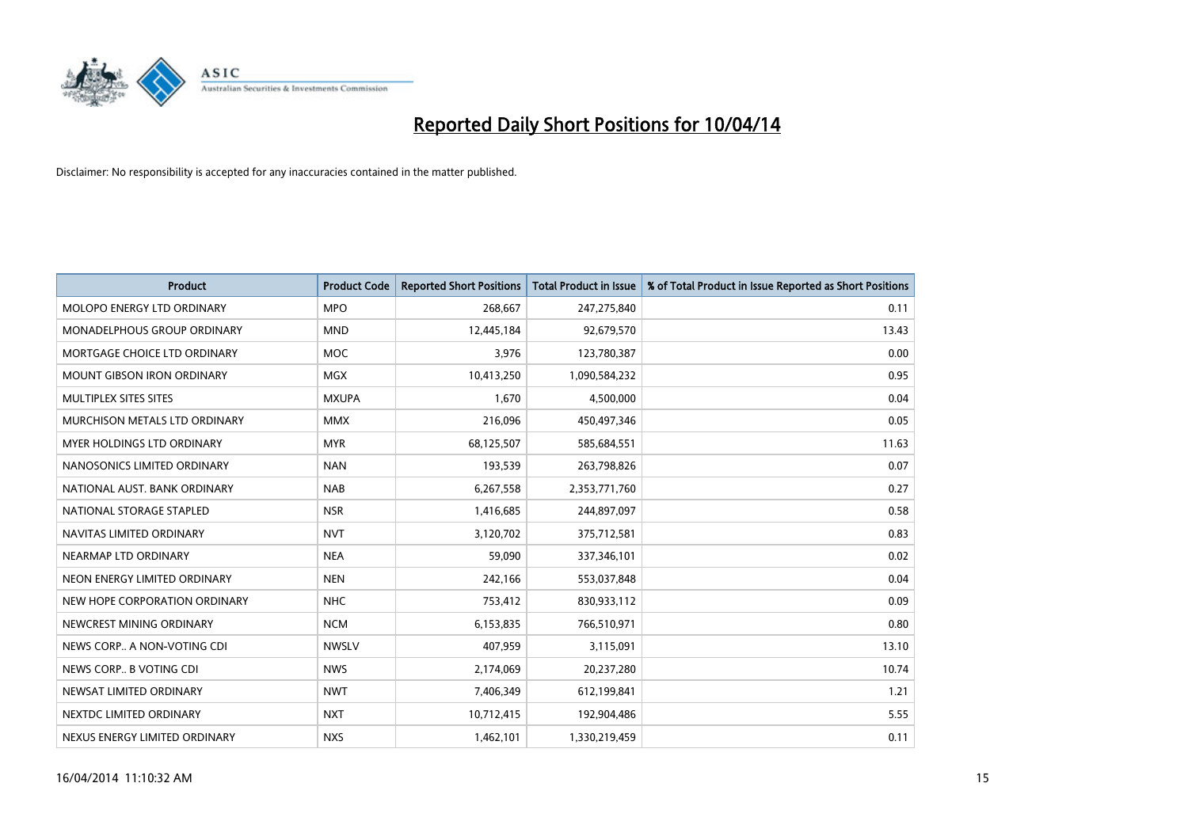# Reported Daily Short Positions for 10/04/14

Disclaimer: No responsibility is accepted for any inaccuracies contained in the matter published.

| Product | Product Code | Reported Short Positions | Total Product in Issue | % of Total Product in Issue Reported as Short Positions |
|---|---|---|---|---|
| MOLOPO ENERGY LTD ORDINARY | MPO | 268,667 | 247,275,840 | 0.11 |
| MONADELPHOUS GROUP ORDINARY | MND | 12,445,184 | 92,679,570 | 13.43 |
| MORTGAGE CHOICE LTD ORDINARY | MOC | 3,976 | 123,780,387 | 0.00 |
| MOUNT GIBSON IRON ORDINARY | MGX | 10,413,250 | 1,090,584,232 | 0.95 |
| MULTIPLEX SITES SITES | MXUPA | 1,670 | 4,500,000 | 0.04 |
| MURCHISON METALS LTD ORDINARY | MMX | 216,096 | 450,497,346 | 0.05 |
| MYER HOLDINGS LTD ORDINARY | MYR | 68,125,507 | 585,684,551 | 11.63 |
| NANOSONICS LIMITED ORDINARY | NAN | 193,539 | 263,798,826 | 0.07 |
| NATIONAL AUST. BANK ORDINARY | NAB | 6,267,558 | 2,353,771,760 | 0.27 |
| NATIONAL STORAGE STAPLED | NSR | 1,416,685 | 244,897,097 | 0.58 |
| NAVITAS LIMITED ORDINARY | NVT | 3,120,702 | 375,712,581 | 0.83 |
| NEARMAP LTD ORDINARY | NEA | 59,090 | 337,346,101 | 0.02 |
| NEON ENERGY LIMITED ORDINARY | NEN | 242,166 | 553,037,848 | 0.04 |
| NEW HOPE CORPORATION ORDINARY | NHC | 753,412 | 830,933,112 | 0.09 |
| NEWCREST MINING ORDINARY | NCM | 6,153,835 | 766,510,971 | 0.80 |
| NEWS CORP.. A NON-VOTING CDI | NWSLV | 407,959 | 3,115,091 | 13.10 |
| NEWS CORP.. B VOTING CDI | NWS | 2,174,069 | 20,237,280 | 10.74 |
| NEWSAT LIMITED ORDINARY | NWT | 7,406,349 | 612,199,841 | 1.21 |
| NEXTDC LIMITED ORDINARY | NXT | 10,712,415 | 192,904,486 | 5.55 |
| NEXUS ENERGY LIMITED ORDINARY | NXS | 1,462,101 | 1,330,219,459 | 0.11 |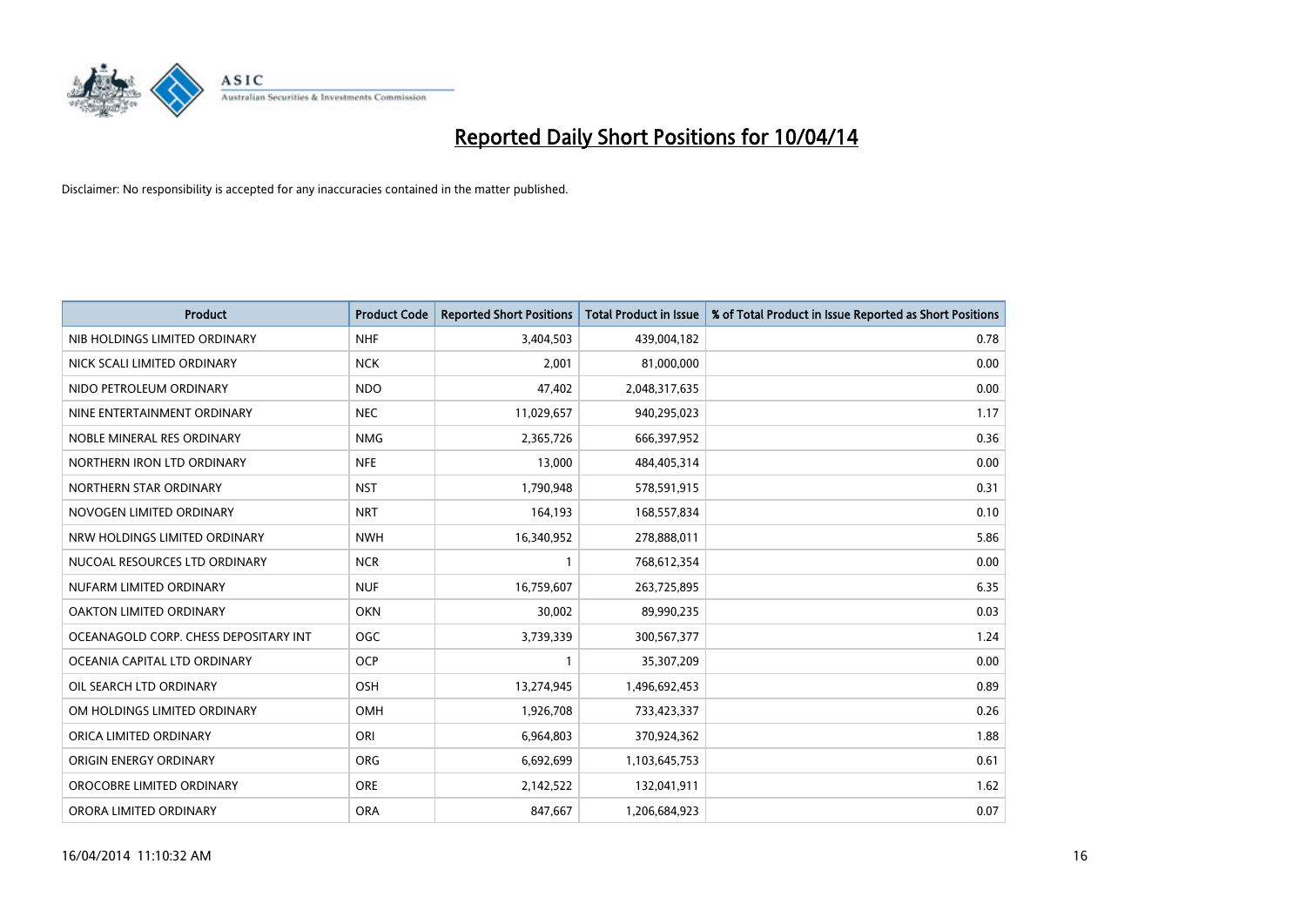# Reported Daily Short Positions for 10/04/14

Disclaimer: No responsibility is accepted for any inaccuracies contained in the matter published.

| Product | Product Code | Reported Short Positions | Total Product in Issue | % of Total Product in Issue Reported as Short Positions |
|---|---|---|---|---|
| NIB HOLDINGS LIMITED ORDINARY | NHF | 3,404,503 | 439,004,182 | 0.78 |
| NICK SCALI LIMITED ORDINARY | NCK | 2,001 | 81,000,000 | 0.00 |
| NIDO PETROLEUM ORDINARY | NDO | 47,402 | 2,048,317,635 | 0.00 |
| NINE ENTERTAINMENT ORDINARY | NEC | 11,029,657 | 940,295,023 | 1.17 |
| NOBLE MINERAL RES ORDINARY | NMG | 2,365,726 | 666,397,952 | 0.36 |
| NORTHERN IRON LTD ORDINARY | NFE | 13,000 | 484,405,314 | 0.00 |
| NORTHERN STAR ORDINARY | NST | 1,790,948 | 578,591,915 | 0.31 |
| NOVOGEN LIMITED ORDINARY | NRT | 164,193 | 168,557,834 | 0.10 |
| NRW HOLDINGS LIMITED ORDINARY | NWH | 16,340,952 | 278,888,011 | 5.86 |
| NUCOAL RESOURCES LTD ORDINARY | NCR | 1 | 768,612,354 | 0.00 |
| NUFARM LIMITED ORDINARY | NUF | 16,759,607 | 263,725,895 | 6.35 |
| OAKTON LIMITED ORDINARY | OKN | 30,002 | 89,990,235 | 0.03 |
| OCEANAGOLD CORP. CHESS DEPOSITARY INT | OGC | 3,739,339 | 300,567,377 | 1.24 |
| OCEANIA CAPITAL LTD ORDINARY | OCP | 1 | 35,307,209 | 0.00 |
| OIL SEARCH LTD ORDINARY | OSH | 13,274,945 | 1,496,692,453 | 0.89 |
| OM HOLDINGS LIMITED ORDINARY | OMH | 1,926,708 | 733,423,337 | 0.26 |
| ORICA LIMITED ORDINARY | ORI | 6,964,803 | 370,924,362 | 1.88 |
| ORIGIN ENERGY ORDINARY | ORG | 6,692,699 | 1,103,645,753 | 0.61 |
| OROCOBRE LIMITED ORDINARY | ORE | 2,142,522 | 132,041,911 | 1.62 |
| ORORA LIMITED ORDINARY | ORA | 847,667 | 1,206,684,923 | 0.07 |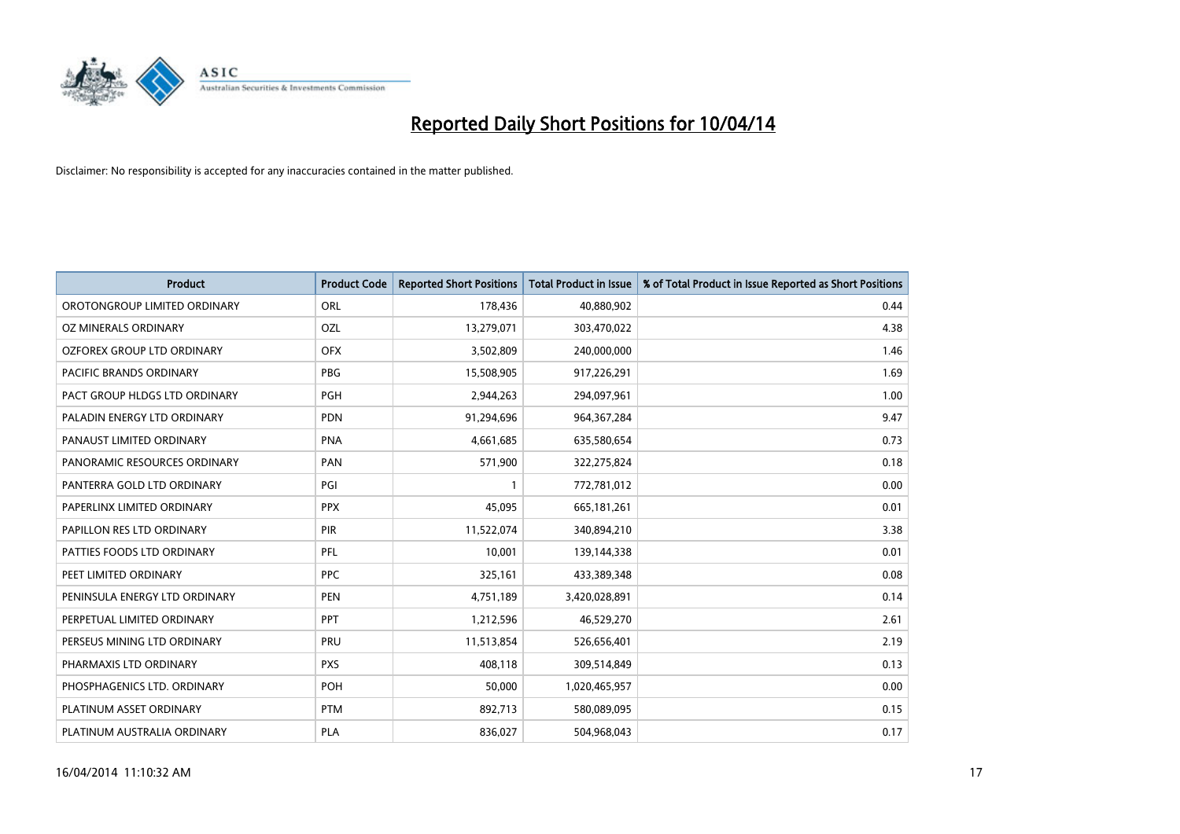# Reported Daily Short Positions for 10/04/14

Disclaimer: No responsibility is accepted for any inaccuracies contained in the matter published.

| Product | Product Code | Reported Short Positions | Total Product in Issue | % of Total Product in Issue Reported as Short Positions |
|---|---|---|---|---|
| OROTONGROUP LIMITED ORDINARY | ORL | 178,436 | 40,880,902 | 0.44 |
| OZ MINERALS ORDINARY | OZL | 13,279,071 | 303,470,022 | 4.38 |
| OZFOREX GROUP LTD ORDINARY | OFX | 3,502,809 | 240,000,000 | 1.46 |
| PACIFIC BRANDS ORDINARY | PBG | 15,508,905 | 917,226,291 | 1.69 |
| PACT GROUP HLDGS LTD ORDINARY | PGH | 2,944,263 | 294,097,961 | 1.00 |
| PALADIN ENERGY LTD ORDINARY | PDN | 91,294,696 | 964,367,284 | 9.47 |
| PANAUST LIMITED ORDINARY | PNA | 4,661,685 | 635,580,654 | 0.73 |
| PANORAMIC RESOURCES ORDINARY | PAN | 571,900 | 322,275,824 | 0.18 |
| PANTERRA GOLD LTD ORDINARY | PGI | 1 | 772,781,012 | 0.00 |
| PAPERLINX LIMITED ORDINARY | PPX | 45,095 | 665,181,261 | 0.01 |
| PAPILLON RES LTD ORDINARY | PIR | 11,522,074 | 340,894,210 | 3.38 |
| PATTIES FOODS LTD ORDINARY | PFL | 10,001 | 139,144,338 | 0.01 |
| PEET LIMITED ORDINARY | PPC | 325,161 | 433,389,348 | 0.08 |
| PENINSULA ENERGY LTD ORDINARY | PEN | 4,751,189 | 3,420,028,891 | 0.14 |
| PERPETUAL LIMITED ORDINARY | PPT | 1,212,596 | 46,529,270 | 2.61 |
| PERSEUS MINING LTD ORDINARY | PRU | 11,513,854 | 526,656,401 | 2.19 |
| PHARMAXIS LTD ORDINARY | PXS | 408,118 | 309,514,849 | 0.13 |
| PHOSPHAGENICS LTD. ORDINARY | POH | 50,000 | 1,020,465,957 | 0.00 |
| PLATINUM ASSET ORDINARY | PTM | 892,713 | 580,089,095 | 0.15 |
| PLATINUM AUSTRALIA ORDINARY | PLA | 836,027 | 504,968,043 | 0.17 |

16/04/2014 11:10:32 AM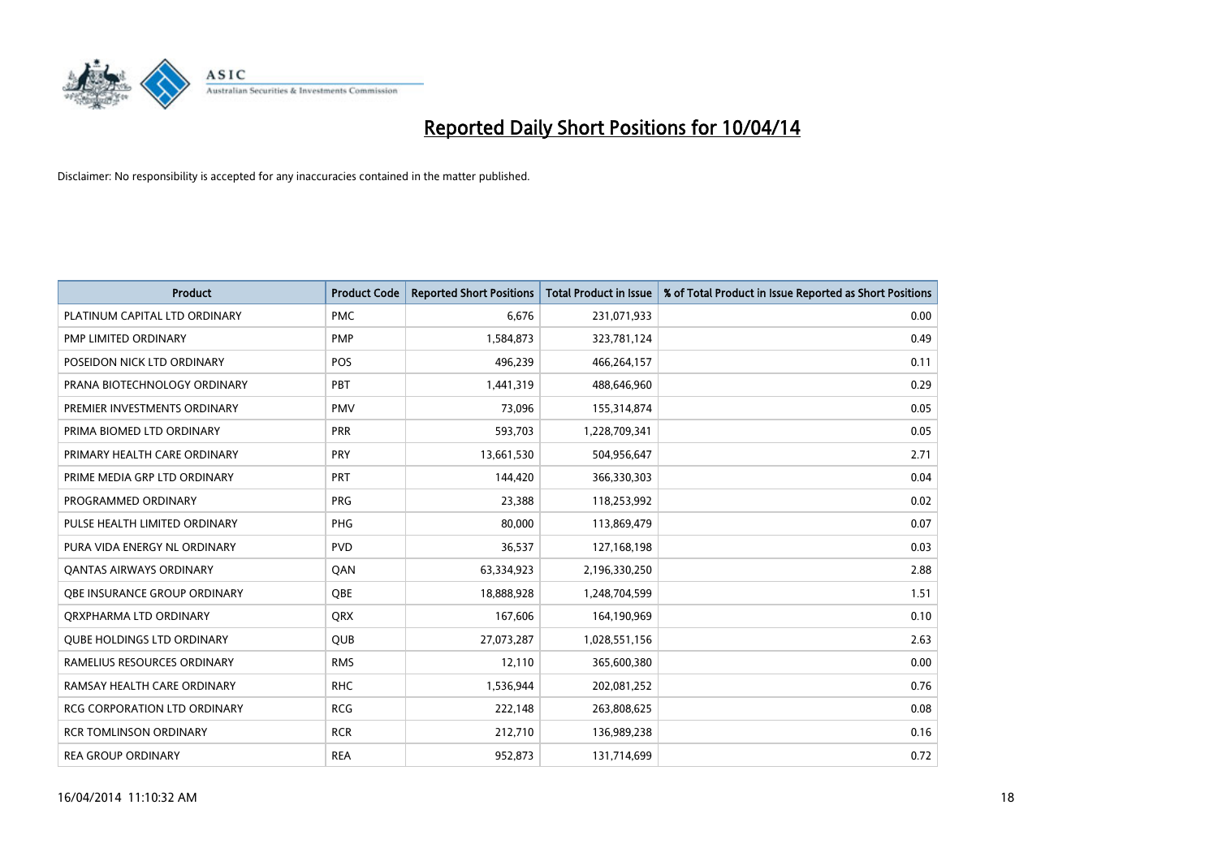# Reported Daily Short Positions for 10/04/14

Disclaimer: No responsibility is accepted for any inaccuracies contained in the matter published.

| Product | Product Code | Reported Short Positions | Total Product in Issue | % of Total Product in Issue Reported as Short Positions |
|---|---|---|---|---|
| PLATINUM CAPITAL LTD ORDINARY | PMC | 6,676 | 231,071,933 | 0.00 |
| PMP LIMITED ORDINARY | PMP | 1,584,873 | 323,781,124 | 0.49 |
| POSEIDON NICK LTD ORDINARY | POS | 496,239 | 466,264,157 | 0.11 |
| PRANA BIOTECHNOLOGY ORDINARY | PBT | 1,441,319 | 488,646,960 | 0.29 |
| PREMIER INVESTMENTS ORDINARY | PMV | 73,096 | 155,314,874 | 0.05 |
| PRIMA BIOMED LTD ORDINARY | PRR | 593,703 | 1,228,709,341 | 0.05 |
| PRIMARY HEALTH CARE ORDINARY | PRY | 13,661,530 | 504,956,647 | 2.71 |
| PRIME MEDIA GRP LTD ORDINARY | PRT | 144,420 | 366,330,303 | 0.04 |
| PROGRAMMED ORDINARY | PRG | 23,388 | 118,253,992 | 0.02 |
| PULSE HEALTH LIMITED ORDINARY | PHG | 80,000 | 113,869,479 | 0.07 |
| PURA VIDA ENERGY NL ORDINARY | PVD | 36,537 | 127,168,198 | 0.03 |
| QANTAS AIRWAYS ORDINARY | QAN | 63,334,923 | 2,196,330,250 | 2.88 |
| QBE INSURANCE GROUP ORDINARY | QBE | 18,888,928 | 1,248,704,599 | 1.51 |
| QRXPHARMA LTD ORDINARY | QRX | 167,606 | 164,190,969 | 0.10 |
| QUBE HOLDINGS LTD ORDINARY | QUB | 27,073,287 | 1,028,551,156 | 2.63 |
| RAMELIUS RESOURCES ORDINARY | RMS | 12,110 | 365,600,380 | 0.00 |
| RAMSAY HEALTH CARE ORDINARY | RHC | 1,536,944 | 202,081,252 | 0.76 |
| RCG CORPORATION LTD ORDINARY | RCG | 222,148 | 263,808,625 | 0.08 |
| RCR TOMLINSON ORDINARY | RCR | 212,710 | 136,989,238 | 0.16 |
| REA GROUP ORDINARY | REA | 952,873 | 131,714,699 | 0.72 |

16/04/2014 11:10:32 AM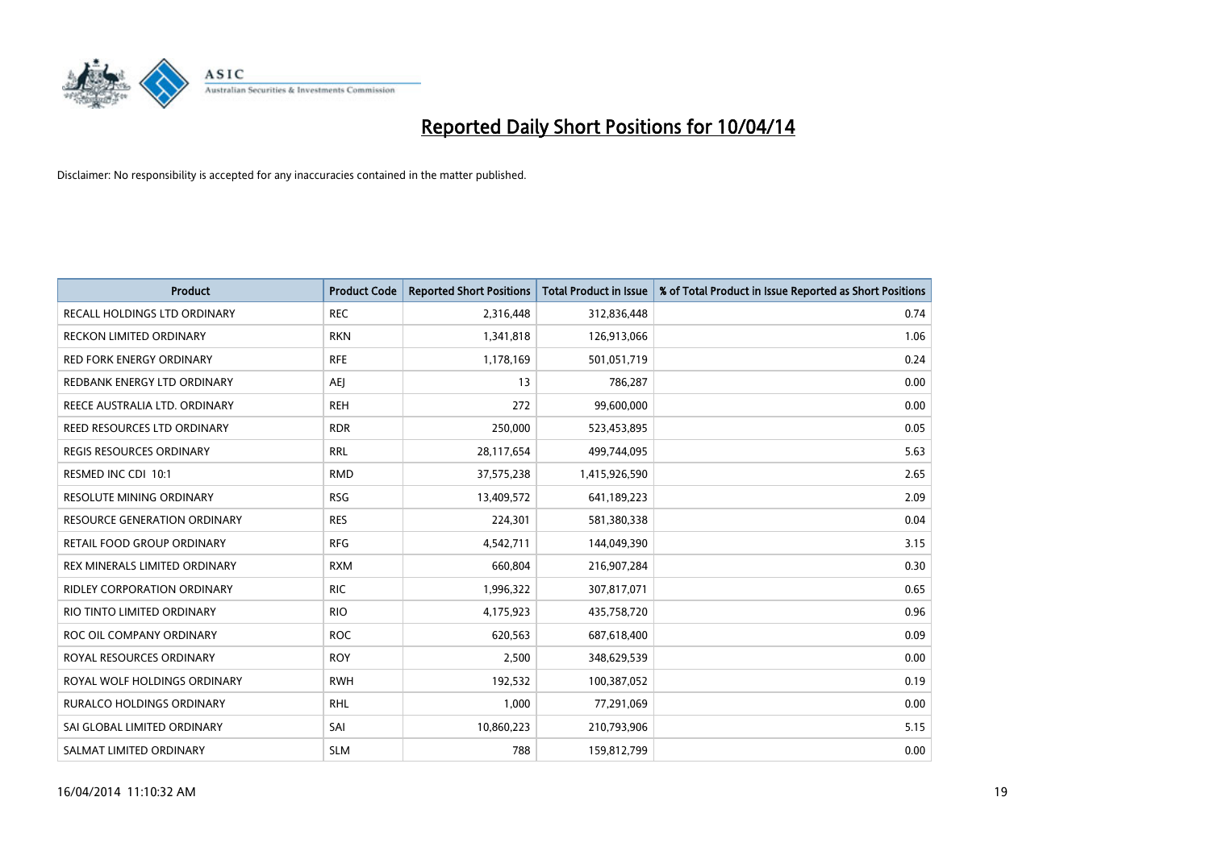# Reported Daily Short Positions for 10/04/14

Disclaimer: No responsibility is accepted for any inaccuracies contained in the matter published.

| Product | Product Code | Reported Short Positions | Total Product in Issue | % of Total Product in Issue Reported as Short Positions |
|---|---|---|---|---|
| RECALL HOLDINGS LTD ORDINARY | REC | 2,316,448 | 312,836,448 | 0.74 |
| RECKON LIMITED ORDINARY | RKN | 1,341,818 | 126,913,066 | 1.06 |
| RED FORK ENERGY ORDINARY | RFE | 1,178,169 | 501,051,719 | 0.24 |
| REDBANK ENERGY LTD ORDINARY | AEJ | 13 | 786,287 | 0.00 |
| REECE AUSTRALIA LTD. ORDINARY | REH | 272 | 99,600,000 | 0.00 |
| REED RESOURCES LTD ORDINARY | RDR | 250,000 | 523,453,895 | 0.05 |
| REGIS RESOURCES ORDINARY | RRL | 28,117,654 | 499,744,095 | 5.63 |
| RESMED INC CDI 10:1 | RMD | 37,575,238 | 1,415,926,590 | 2.65 |
| RESOLUTE MINING ORDINARY | RSG | 13,409,572 | 641,189,223 | 2.09 |
| RESOURCE GENERATION ORDINARY | RES | 224,301 | 581,380,338 | 0.04 |
| RETAIL FOOD GROUP ORDINARY | RFG | 4,542,711 | 144,049,390 | 3.15 |
| REX MINERALS LIMITED ORDINARY | RXM | 660,804 | 216,907,284 | 0.30 |
| RIDLEY CORPORATION ORDINARY | RIC | 1,996,322 | 307,817,071 | 0.65 |
| RIO TINTO LIMITED ORDINARY | RIO | 4,175,923 | 435,758,720 | 0.96 |
| ROC OIL COMPANY ORDINARY | ROC | 620,563 | 687,618,400 | 0.09 |
| ROYAL RESOURCES ORDINARY | ROY | 2,500 | 348,629,539 | 0.00 |
| ROYAL WOLF HOLDINGS ORDINARY | RWH | 192,532 | 100,387,052 | 0.19 |
| RURALCO HOLDINGS ORDINARY | RHL | 1,000 | 77,291,069 | 0.00 |
| SAI GLOBAL LIMITED ORDINARY | SAI | 10,860,223 | 210,793,906 | 5.15 |
| SALMAT LIMITED ORDINARY | SLM | 788 | 159,812,799 | 0.00 |

16/04/2014 11:10:32 AM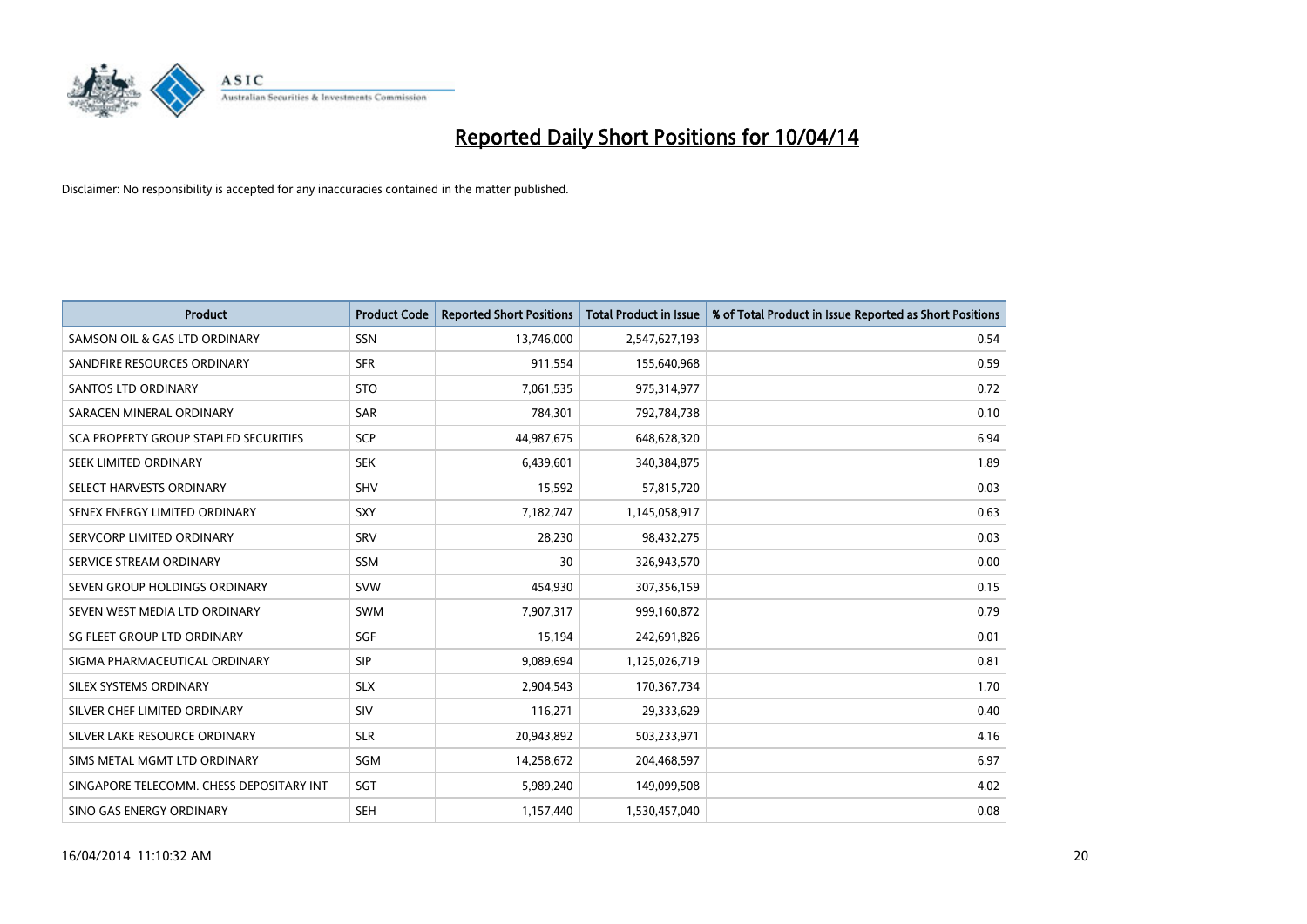# Reported Daily Short Positions for 10/04/14

Disclaimer: No responsibility is accepted for any inaccuracies contained in the matter published.

| Product | Product Code | Reported Short Positions | Total Product in Issue | % of Total Product in Issue Reported as Short Positions |
|---|---|---|---|---|
| SAMSON OIL & GAS LTD ORDINARY | SSN | 13,746,000 | 2,547,627,193 | 0.54 |
| SANDFIRE RESOURCES ORDINARY | SFR | 911,554 | 155,640,968 | 0.59 |
| SANTOS LTD ORDINARY | STO | 7,061,535 | 975,314,977 | 0.72 |
| SARACEN MINERAL ORDINARY | SAR | 784,301 | 792,784,738 | 0.10 |
| SCA PROPERTY GROUP STAPLED SECURITIES | SCP | 44,987,675 | 648,628,320 | 6.94 |
| SEEK LIMITED ORDINARY | SEK | 6,439,601 | 340,384,875 | 1.89 |
| SELECT HARVESTS ORDINARY | SHV | 15,592 | 57,815,720 | 0.03 |
| SENEX ENERGY LIMITED ORDINARY | SXY | 7,182,747 | 1,145,058,917 | 0.63 |
| SERVCORP LIMITED ORDINARY | SRV | 28,230 | 98,432,275 | 0.03 |
| SERVICE STREAM ORDINARY | SSM | 30 | 326,943,570 | 0.00 |
| SEVEN GROUP HOLDINGS ORDINARY | SVW | 454,930 | 307,356,159 | 0.15 |
| SEVEN WEST MEDIA LTD ORDINARY | SWM | 7,907,317 | 999,160,872 | 0.79 |
| SG FLEET GROUP LTD ORDINARY | SGF | 15,194 | 242,691,826 | 0.01 |
| SIGMA PHARMACEUTICAL ORDINARY | SIP | 9,089,694 | 1,125,026,719 | 0.81 |
| SILEX SYSTEMS ORDINARY | SLX | 2,904,543 | 170,367,734 | 1.70 |
| SILVER CHEF LIMITED ORDINARY | SIV | 116,271 | 29,333,629 | 0.40 |
| SILVER LAKE RESOURCE ORDINARY | SLR | 20,943,892 | 503,233,971 | 4.16 |
| SIMS METAL MGMT LTD ORDINARY | SGM | 14,258,672 | 204,468,597 | 6.97 |
| SINGAPORE TELECOMM. CHESS DEPOSITARY INT | SGT | 5,989,240 | 149,099,508 | 4.02 |
| SINO GAS ENERGY ORDINARY | SEH | 1,157,440 | 1,530,457,040 | 0.08 |

16/04/2014 11:10:32 AM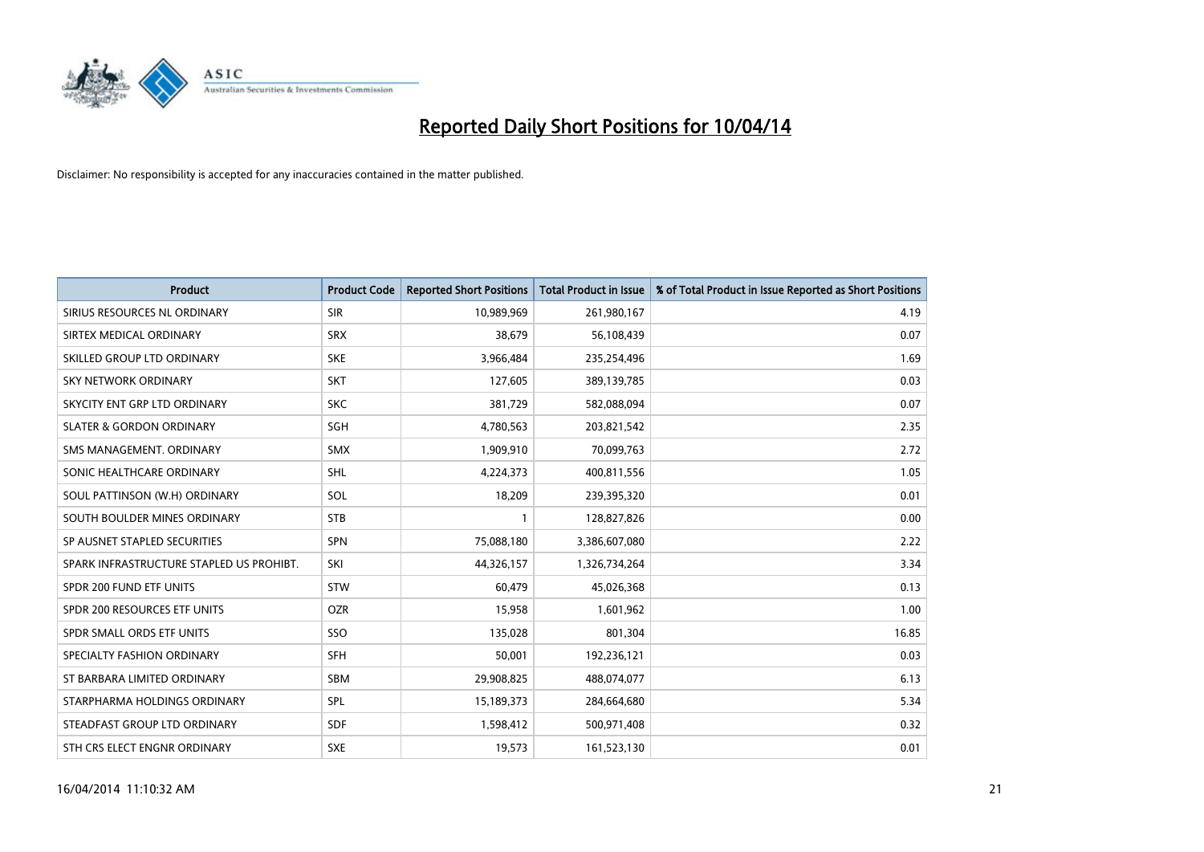# Reported Daily Short Positions for 10/04/14

Disclaimer: No responsibility is accepted for any inaccuracies contained in the matter published.

| Product | Product Code | Reported Short Positions | Total Product in Issue | % of Total Product in Issue Reported as Short Positions |
|---|---|---|---|---|
| SIRIUS RESOURCES NL ORDINARY | SIR | 10,989,969 | 261,980,167 | 4.19 |
| SIRTEX MEDICAL ORDINARY | SRX | 38,679 | 56,108,439 | 0.07 |
| SKILLED GROUP LTD ORDINARY | SKE | 3,966,484 | 235,254,496 | 1.69 |
| SKY NETWORK ORDINARY | SKT | 127,605 | 389,139,785 | 0.03 |
| SKYCITY ENT GRP LTD ORDINARY | SKC | 381,729 | 582,088,094 | 0.07 |
| SLATER & GORDON ORDINARY | SGH | 4,780,563 | 203,821,542 | 2.35 |
| SMS MANAGEMENT. ORDINARY | SMX | 1,909,910 | 70,099,763 | 2.72 |
| SONIC HEALTHCARE ORDINARY | SHL | 4,224,373 | 400,811,556 | 1.05 |
| SOUL PATTINSON (W.H) ORDINARY | SOL | 18,209 | 239,395,320 | 0.01 |
| SOUTH BOULDER MINES ORDINARY | STB | 1 | 128,827,826 | 0.00 |
| SP AUSNET STAPLED SECURITIES | SPN | 75,088,180 | 3,386,607,080 | 2.22 |
| SPARK INFRASTRUCTURE STAPLED US PROHIBT. | SKI | 44,326,157 | 1,326,734,264 | 3.34 |
| SPDR 200 FUND ETF UNITS | STW | 60,479 | 45,026,368 | 0.13 |
| SPDR 200 RESOURCES ETF UNITS | OZR | 15,958 | 1,601,962 | 1.00 |
| SPDR SMALL ORDS ETF UNITS | SSO | 135,028 | 801,304 | 16.85 |
| SPECIALTY FASHION ORDINARY | SFH | 50,001 | 192,236,121 | 0.03 |
| ST BARBARA LIMITED ORDINARY | SBM | 29,908,825 | 488,074,077 | 6.13 |
| STARPHARMA HOLDINGS ORDINARY | SPL | 15,189,373 | 284,664,680 | 5.34 |
| STEADFAST GROUP LTD ORDINARY | SDF | 1,598,412 | 500,971,408 | 0.32 |
| STH CRS ELECT ENGNR ORDINARY | SXE | 19,573 | 161,523,130 | 0.01 |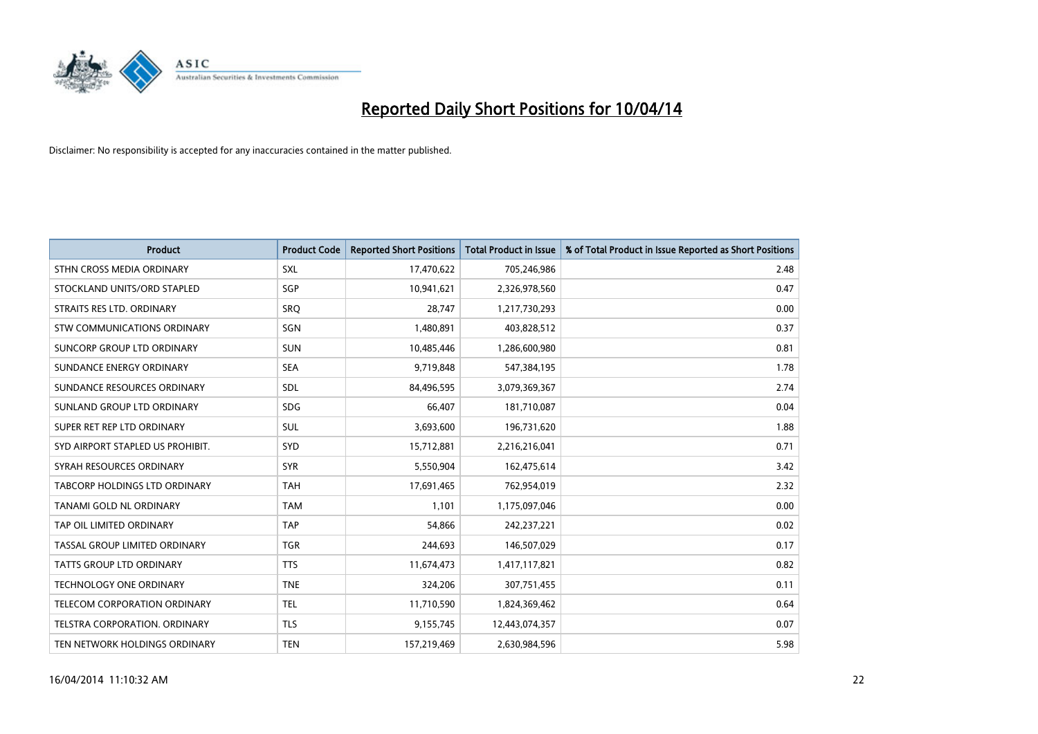# Reported Daily Short Positions for 10/04/14

Disclaimer: No responsibility is accepted for any inaccuracies contained in the matter published.

| Product | Product Code | Reported Short Positions | Total Product in Issue | % of Total Product in Issue Reported as Short Positions |
|---|---|---|---|---|
| STHN CROSS MEDIA ORDINARY | SXL | 17,470,622 | 705,246,986 | 2.48 |
| STOCKLAND UNITS/ORD STAPLED | SGP | 10,941,621 | 2,326,978,560 | 0.47 |
| STRAITS RES LTD. ORDINARY | SRQ | 28,747 | 1,217,730,293 | 0.00 |
| STW COMMUNICATIONS ORDINARY | SGN | 1,480,891 | 403,828,512 | 0.37 |
| SUNCORP GROUP LTD ORDINARY | SUN | 10,485,446 | 1,286,600,980 | 0.81 |
| SUNDANCE ENERGY ORDINARY | SEA | 9,719,848 | 547,384,195 | 1.78 |
| SUNDANCE RESOURCES ORDINARY | SDL | 84,496,595 | 3,079,369,367 | 2.74 |
| SUNLAND GROUP LTD ORDINARY | SDG | 66,407 | 181,710,087 | 0.04 |
| SUPER RET REP LTD ORDINARY | SUL | 3,693,600 | 196,731,620 | 1.88 |
| SYD AIRPORT STAPLED US PROHIBIT. | SYD | 15,712,881 | 2,216,216,041 | 0.71 |
| SYRAH RESOURCES ORDINARY | SYR | 5,550,904 | 162,475,614 | 3.42 |
| TABCORP HOLDINGS LTD ORDINARY | TAH | 17,691,465 | 762,954,019 | 2.32 |
| TANAMI GOLD NL ORDINARY | TAM | 1,101 | 1,175,097,046 | 0.00 |
| TAP OIL LIMITED ORDINARY | TAP | 54,866 | 242,237,221 | 0.02 |
| TASSAL GROUP LIMITED ORDINARY | TGR | 244,693 | 146,507,029 | 0.17 |
| TATTS GROUP LTD ORDINARY | TTS | 11,674,473 | 1,417,117,821 | 0.82 |
| TECHNOLOGY ONE ORDINARY | TNE | 324,206 | 307,751,455 | 0.11 |
| TELECOM CORPORATION ORDINARY | TEL | 11,710,590 | 1,824,369,462 | 0.64 |
| TELSTRA CORPORATION. ORDINARY | TLS | 9,155,745 | 12,443,074,357 | 0.07 |
| TEN NETWORK HOLDINGS ORDINARY | TEN | 157,219,469 | 2,630,984,596 | 5.98 |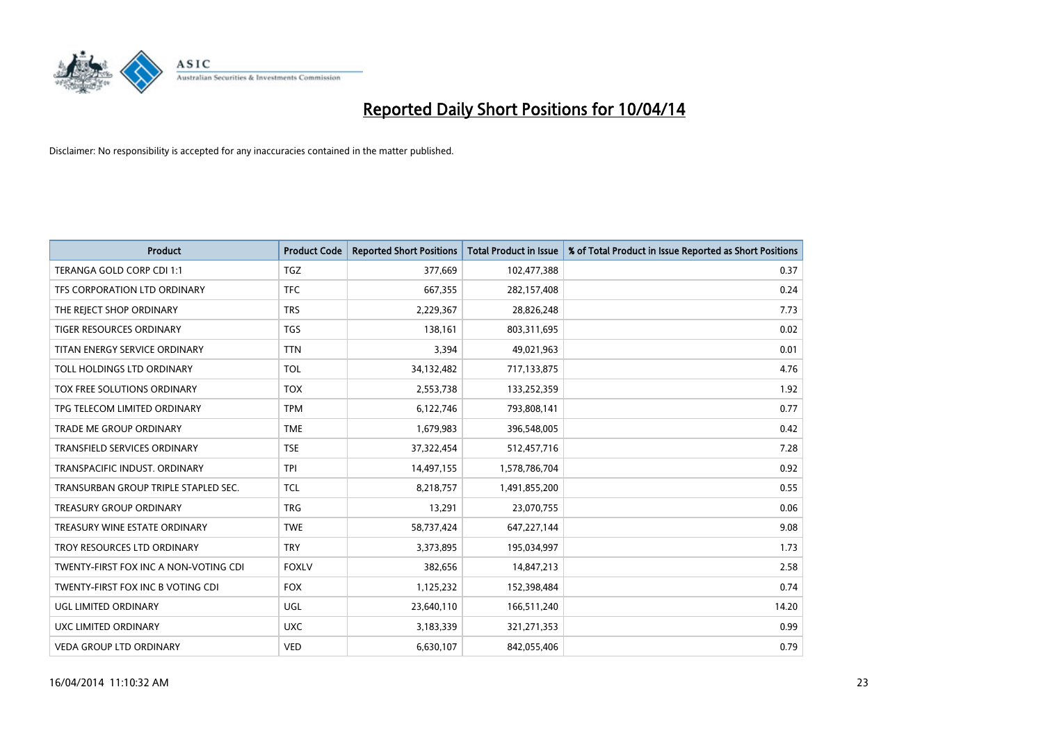# Reported Daily Short Positions for 10/04/14

Disclaimer: No responsibility is accepted for any inaccuracies contained in the matter published.

| Product | Product Code | Reported Short Positions | Total Product in Issue | % of Total Product in Issue Reported as Short Positions |
| --- | --- | --- | --- | --- |
| TERANGA GOLD CORP CDI 1:1 | TGZ | 377,669 | 102,477,388 | 0.37 |
| TFS CORPORATION LTD ORDINARY | TFC | 667,355 | 282,157,408 | 0.24 |
| THE REJECT SHOP ORDINARY | TRS | 2,229,367 | 28,826,248 | 7.73 |
| TIGER RESOURCES ORDINARY | TGS | 138,161 | 803,311,695 | 0.02 |
| TITAN ENERGY SERVICE ORDINARY | TTN | 3,394 | 49,021,963 | 0.01 |
| TOLL HOLDINGS LTD ORDINARY | TOL | 34,132,482 | 717,133,875 | 4.76 |
| TOX FREE SOLUTIONS ORDINARY | TOX | 2,553,738 | 133,252,359 | 1.92 |
| TPG TELECOM LIMITED ORDINARY | TPM | 6,122,746 | 793,808,141 | 0.77 |
| TRADE ME GROUP ORDINARY | TME | 1,679,983 | 396,548,005 | 0.42 |
| TRANSFIELD SERVICES ORDINARY | TSE | 37,322,454 | 512,457,716 | 7.28 |
| TRANSPACIFIC INDUST. ORDINARY | TPI | 14,497,155 | 1,578,786,704 | 0.92 |
| TRANSURBAN GROUP TRIPLE STAPLED SEC. | TCL | 8,218,757 | 1,491,855,200 | 0.55 |
| TREASURY GROUP ORDINARY | TRG | 13,291 | 23,070,755 | 0.06 |
| TREASURY WINE ESTATE ORDINARY | TWE | 58,737,424 | 647,227,144 | 9.08 |
| TROY RESOURCES LTD ORDINARY | TRY | 3,373,895 | 195,034,997 | 1.73 |
| TWENTY-FIRST FOX INC A NON-VOTING CDI | FOXLV | 382,656 | 14,847,213 | 2.58 |
| TWENTY-FIRST FOX INC B VOTING CDI | FOX | 1,125,232 | 152,398,484 | 0.74 |
| UGL LIMITED ORDINARY | UGL | 23,640,110 | 166,511,240 | 14.20 |
| UXC LIMITED ORDINARY | UXC | 3,183,339 | 321,271,353 | 0.99 |
| VEDA GROUP LTD ORDINARY | VED | 6,630,107 | 842,055,406 | 0.79 |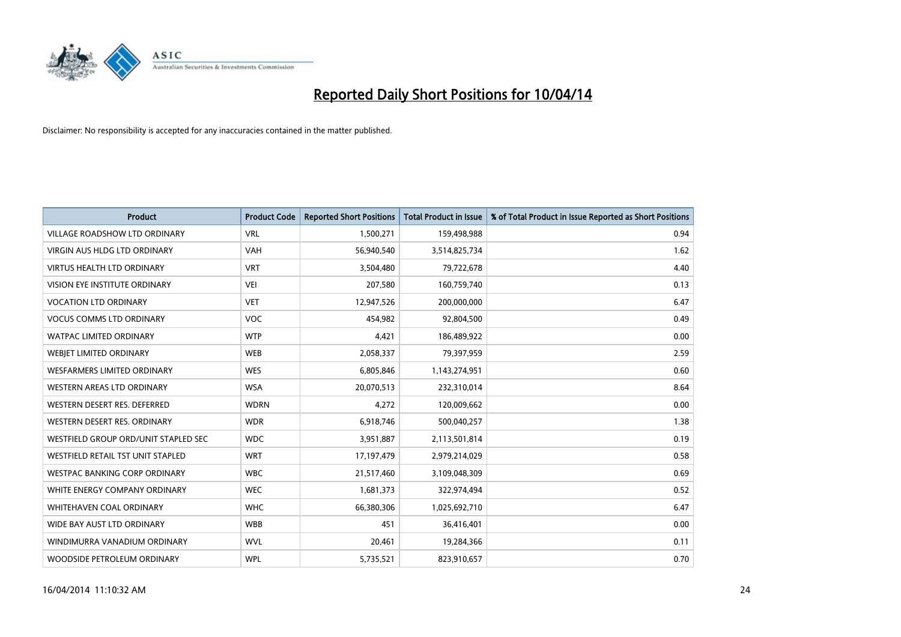# Reported Daily Short Positions for 10/04/14

Disclaimer: No responsibility is accepted for any inaccuracies contained in the matter published.

| Product | Product Code | Reported Short Positions | Total Product in Issue | % of Total Product in Issue Reported as Short Positions |
|---|---|---|---|---|
| VILLAGE ROADSHOW LTD ORDINARY | VRL | 1,500,271 | 159,498,988 | 0.94 |
| VIRGIN AUS HLDG LTD ORDINARY | VAH | 56,940,540 | 3,514,825,734 | 1.62 |
| VIRTUS HEALTH LTD ORDINARY | VRT | 3,504,480 | 79,722,678 | 4.40 |
| VISION EYE INSTITUTE ORDINARY | VEI | 207,580 | 160,759,740 | 0.13 |
| VOCATION LTD ORDINARY | VET | 12,947,526 | 200,000,000 | 6.47 |
| VOCUS COMMS LTD ORDINARY | VOC | 454,982 | 92,804,500 | 0.49 |
| WATPAC LIMITED ORDINARY | WTP | 4,421 | 186,489,922 | 0.00 |
| WEBJET LIMITED ORDINARY | WEB | 2,058,337 | 79,397,959 | 2.59 |
| WESFARMERS LIMITED ORDINARY | WES | 6,805,846 | 1,143,274,951 | 0.60 |
| WESTERN AREAS LTD ORDINARY | WSA | 20,070,513 | 232,310,014 | 8.64 |
| WESTERN DESERT RES. DEFERRED | WDRN | 4,272 | 120,009,662 | 0.00 |
| WESTERN DESERT RES. ORDINARY | WDR | 6,918,746 | 500,040,257 | 1.38 |
| WESTFIELD GROUP ORD/UNIT STAPLED SEC | WDC | 3,951,887 | 2,113,501,814 | 0.19 |
| WESTFIELD RETAIL TST UNIT STAPLED | WRT | 17,197,479 | 2,979,214,029 | 0.58 |
| WESTPAC BANKING CORP ORDINARY | WBC | 21,517,460 | 3,109,048,309 | 0.69 |
| WHITE ENERGY COMPANY ORDINARY | WEC | 1,681,373 | 322,974,494 | 0.52 |
| WHITEHAVEN COAL ORDINARY | WHC | 66,380,306 | 1,025,692,710 | 6.47 |
| WIDE BAY AUST LTD ORDINARY | WBB | 451 | 36,416,401 | 0.00 |
| WINDIMURRA VANADIUM ORDINARY | WVL | 20,461 | 19,284,366 | 0.11 |
| WOODSIDE PETROLEUM ORDINARY | WPL | 5,735,521 | 823,910,657 | 0.70 |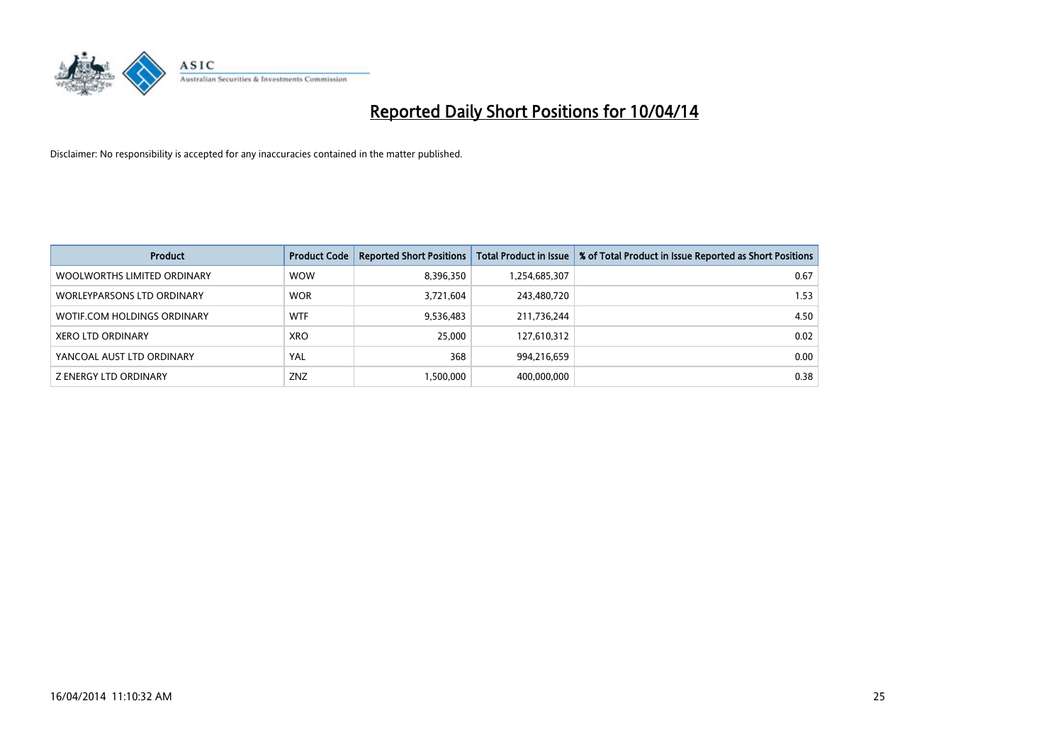# Reported Daily Short Positions for 10/04/14

Disclaimer: No responsibility is accepted for any inaccuracies contained in the matter published.

| Product | Product Code | Reported Short Positions | Total Product in Issue | % of Total Product in Issue Reported as Short Positions |
|---|---|---|---|---|
| WOOLWORTHS LIMITED ORDINARY | WOW | 8,396,350 | 1,254,685,307 | 0.67 |
| WORLEYPARSONS LTD ORDINARY | WOR | 3,721,604 | 243,480,720 | 1.53 |
| WOTIF.COM HOLDINGS ORDINARY | WTF | 9,536,483 | 211,736,244 | 4.50 |
| XERO LTD ORDINARY | XRO | 25,000 | 127,610,312 | 0.02 |
| YANCOAL AUST LTD ORDINARY | YAL | 368 | 994,216,659 | 0.00 |
| Z ENERGY LTD ORDINARY | ZNZ | 1,500,000 | 400,000,000 | 0.38 |

16/04/2014 11:10:32 AM